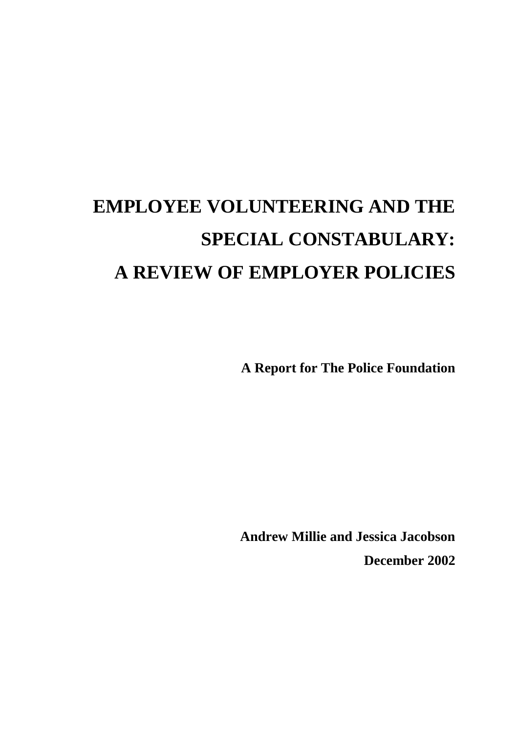# EMPLOYEE VOLUNTEERING AND THE SPECIAL CONSTABULARY: A REVIEW OF EMPLOYER POLICIES

**A Report for The Police Foundation**

**Andrew Millie and Jessica Jacobson**

**December 2002**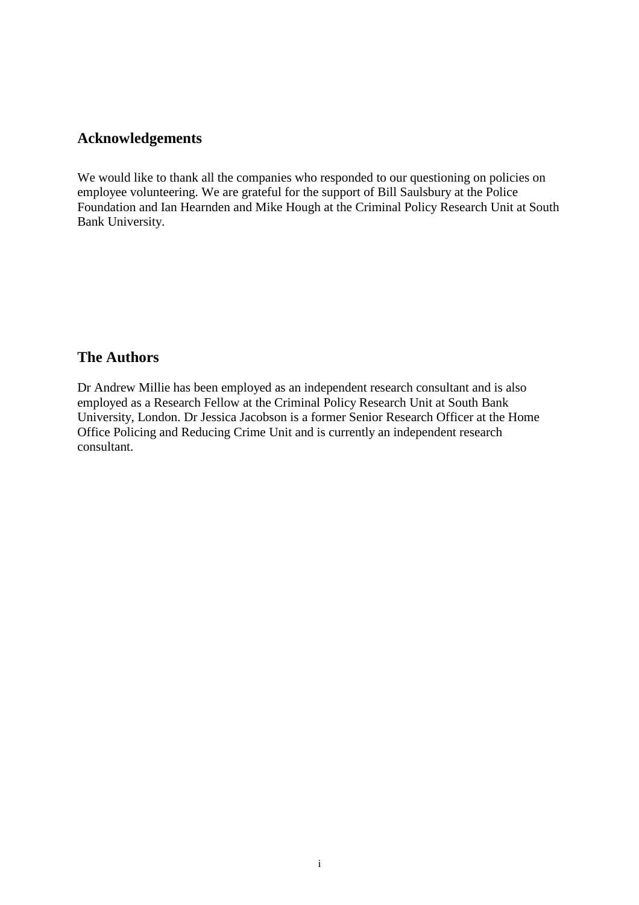## Acknowledgements

We would like to thank all the companies who responded to our questioning on policies on employee volunteering. We are grateful for the support of Bill Saulsbury at the Police Foundation and Ian Hearnden and Mike Hough at the Criminal Policy Research Unit at South Bank University.

## The Authors

Dr Andrew Millie has been employed as an independent research consultant and is also employed as a Research Fellow at the Criminal Policy Research Unit at South Bank University, London. Dr Jessica Jacobson is a former Senior Research Officer at the Home Office Policing and Reducing Crime Unit and is currently an independent research consultant.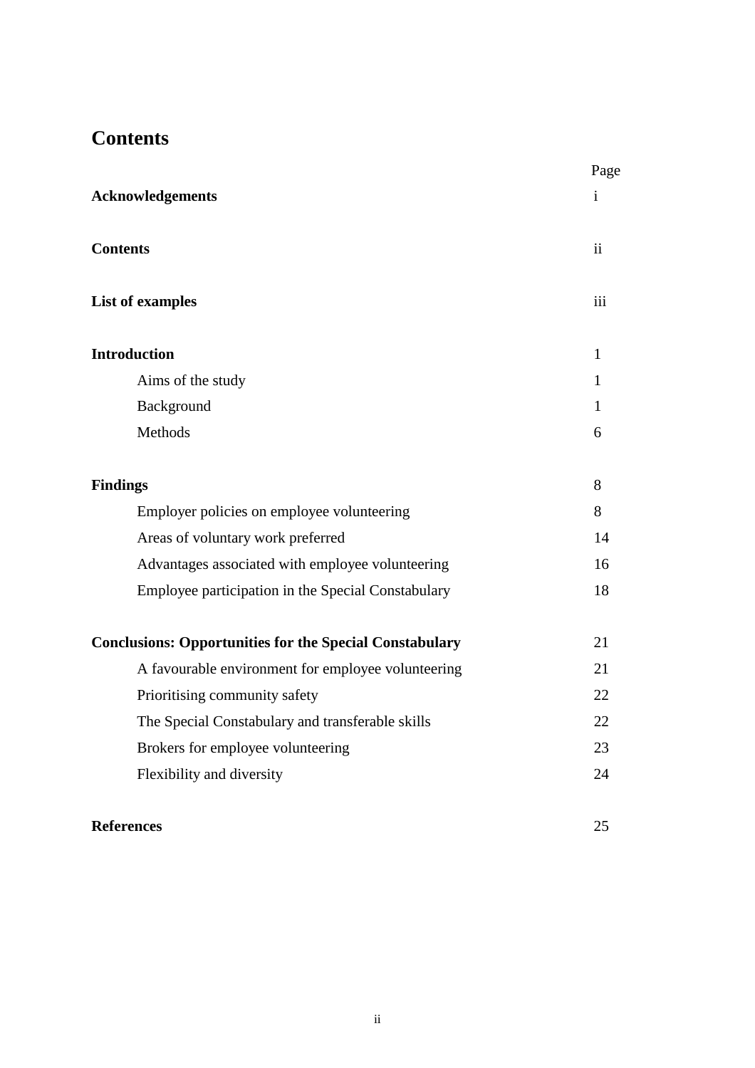# Contents

| | Page |
|---|---|
| **Acknowledgements** | i |
| **Contents** | ii |
| **List of examples** | iii |
| **Introduction** | 1 |
| Aims of the study | 1 |
| Background | 1 |
| Methods | 6 |
| **Findings** | 8 |
| Employer policies on employee volunteering | 8 |
| Areas of voluntary work preferred | 14 |
| Advantages associated with employee volunteering | 16 |
| Employee participation in the Special Constabulary | 18 |
| **Conclusions: Opportunities for the Special Constabulary** | 21 |
| A favourable environment for employee volunteering | 21 |
| Prioritising community safety | 22 |
| The Special Constabulary and transferable skills | 22 |
| Brokers for employee volunteering | 23 |
| Flexibility and diversity | 24 |
| **References** | 25 |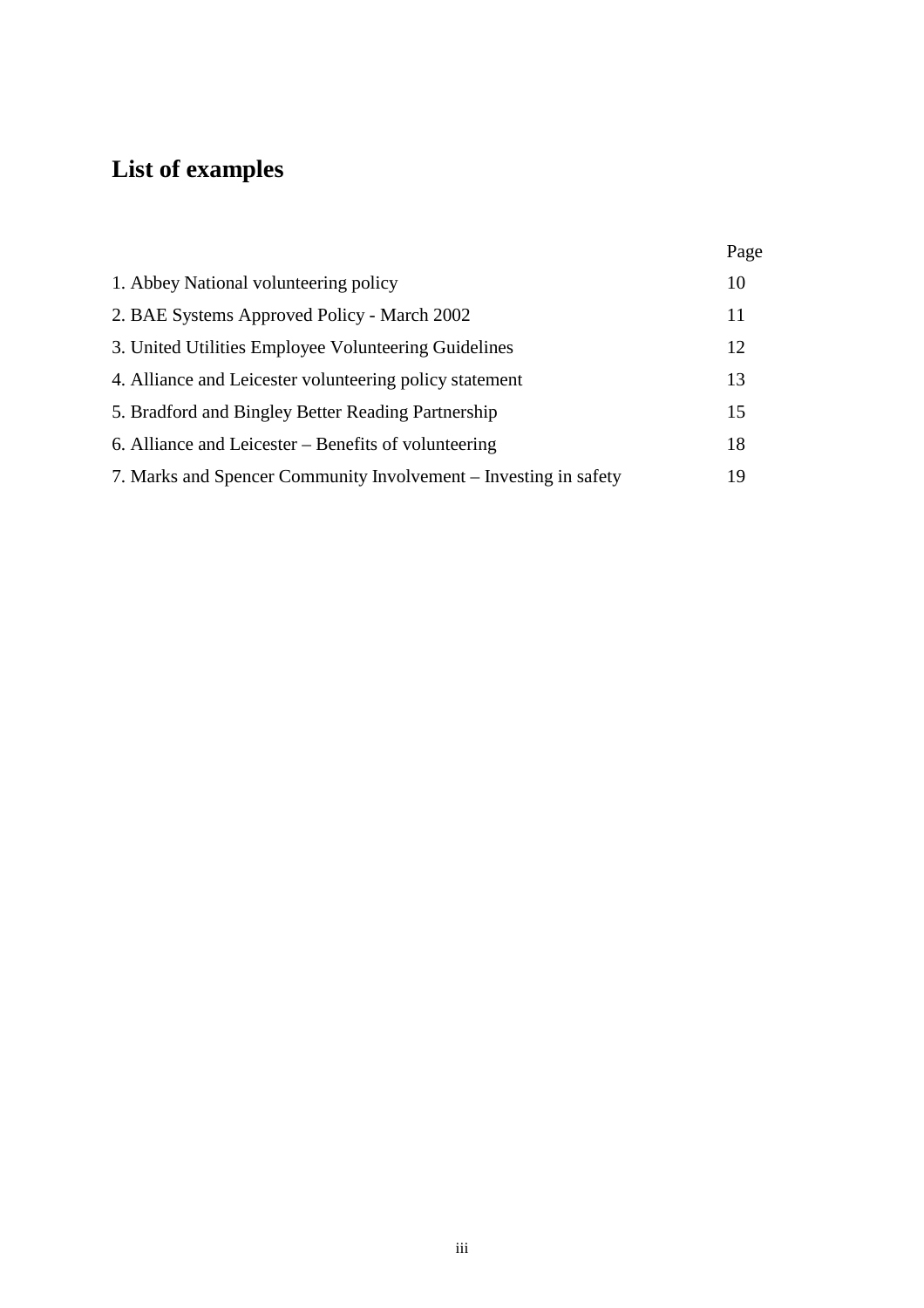# List of examples

| | Page |
|---|---|
| 1. Abbey National volunteering policy | 10 |
| 2. BAE Systems Approved Policy - March 2002 | 11 |
| 3. United Utilities Employee Volunteering Guidelines | 12 |
| 4. Alliance and Leicester volunteering policy statement | 13 |
| 5. Bradford and Bingley Better Reading Partnership | 15 |
| 6. Alliance and Leicester – Benefits of volunteering | 18 |
| 7. Marks and Spencer Community Involvement – Investing in safety | 19 |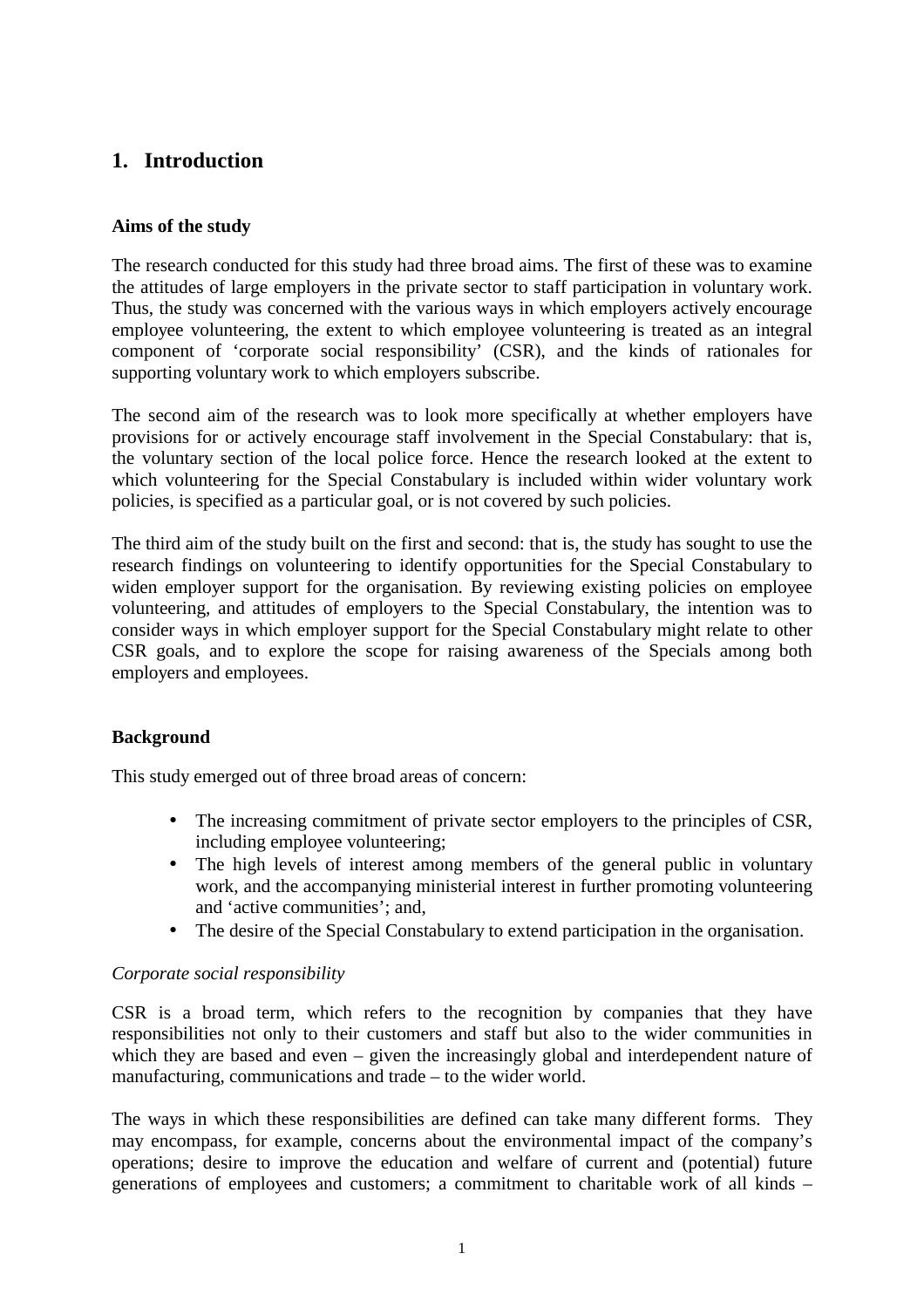# 1. Introduction

**Aims of the study**

The research conducted for this study had three broad aims. The first of these was to examine the attitudes of large employers in the private sector to staff participation in voluntary work. Thus, the study was concerned with the various ways in which employers actively encourage employee volunteering, the extent to which employee volunteering is treated as an integral component of 'corporate social responsibility' (CSR), and the kinds of rationales for supporting voluntary work to which employers subscribe.

The second aim of the research was to look more specifically at whether employers have provisions for or actively encourage staff involvement in the Special Constabulary: that is, the voluntary section of the local police force. Hence the research looked at the extent to which volunteering for the Special Constabulary is included within wider voluntary work policies, is specified as a particular goal, or is not covered by such policies.

The third aim of the study built on the first and second: that is, the study has sought to use the research findings on volunteering to identify opportunities for the Special Constabulary to widen employer support for the organisation. By reviewing existing policies on employee volunteering, and attitudes of employers to the Special Constabulary, the intention was to consider ways in which employer support for the Special Constabulary might relate to other CSR goals, and to explore the scope for raising awareness of the Specials among both employers and employees.

**Background**

This study emerged out of three broad areas of concern:

- The increasing commitment of private sector employers to the principles of CSR, including employee volunteering;
- The high levels of interest among members of the general public in voluntary work, and the accompanying ministerial interest in further promoting volunteering and 'active communities'; and,
- The desire of the Special Constabulary to extend participation in the organisation.

*Corporate social responsibility*

CSR is a broad term, which refers to the recognition by companies that they have responsibilities not only to their customers and staff but also to the wider communities in which they are based and even – given the increasingly global and interdependent nature of manufacturing, communications and trade – to the wider world.

The ways in which these responsibilities are defined can take many different forms. They may encompass, for example, concerns about the environmental impact of the company's operations; desire to improve the education and welfare of current and (potential) future generations of employees and customers; a commitment to charitable work of all kinds –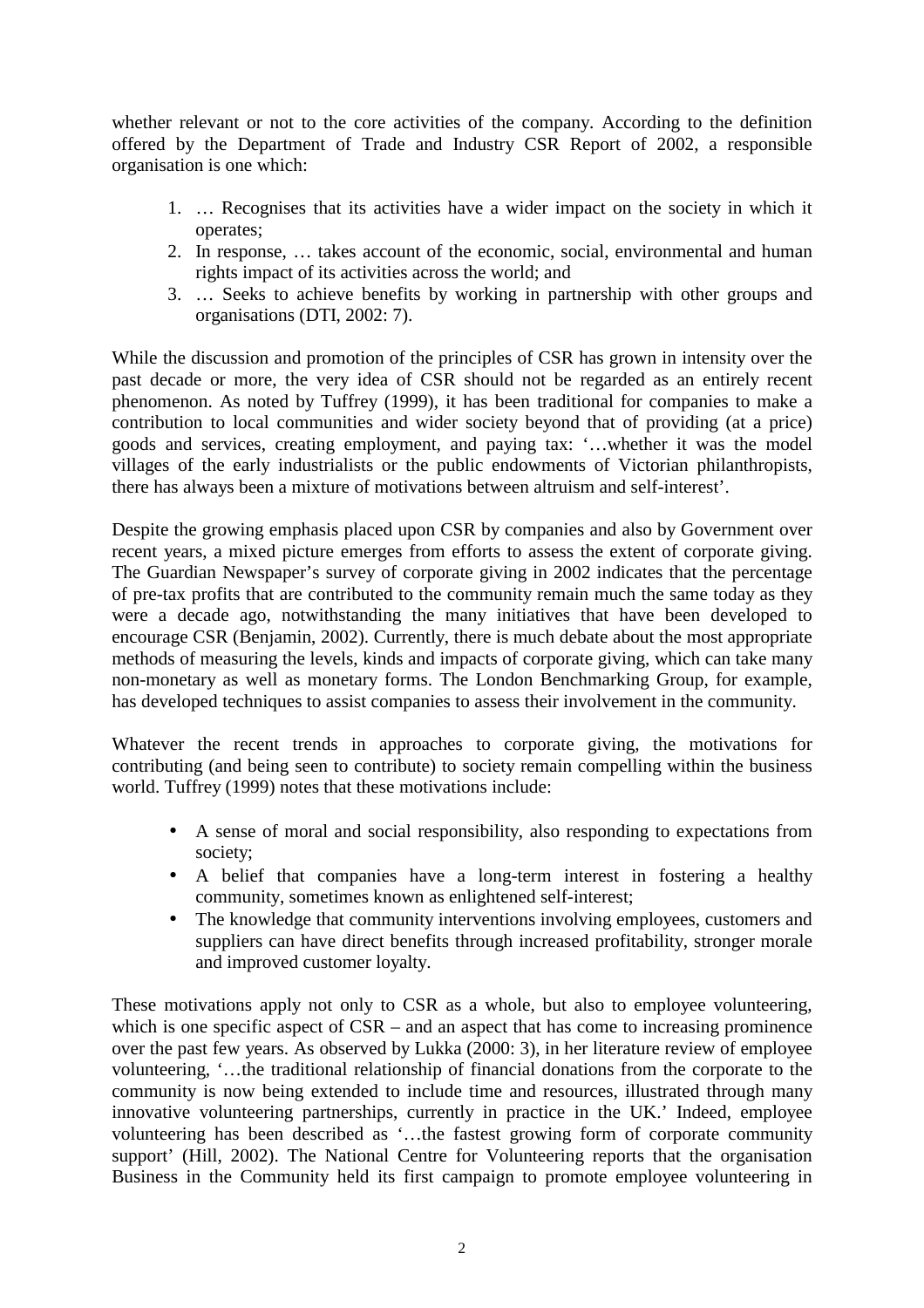whether relevant or not to the core activities of the company. According to the definition offered by the Department of Trade and Industry CSR Report of 2002, a responsible organisation is one which:

1. … Recognises that its activities have a wider impact on the society in which it operates;
2. In response, … takes account of the economic, social, environmental and human rights impact of its activities across the world; and
3. … Seeks to achieve benefits by working in partnership with other groups and organisations (DTI, 2002: 7).

While the discussion and promotion of the principles of CSR has grown in intensity over the past decade or more, the very idea of CSR should not be regarded as an entirely recent phenomenon. As noted by Tuffrey (1999), it has been traditional for companies to make a contribution to local communities and wider society beyond that of providing (at a price) goods and services, creating employment, and paying tax: '…whether it was the model villages of the early industrialists or the public endowments of Victorian philanthropists, there has always been a mixture of motivations between altruism and self-interest'.

Despite the growing emphasis placed upon CSR by companies and also by Government over recent years, a mixed picture emerges from efforts to assess the extent of corporate giving. The Guardian Newspaper's survey of corporate giving in 2002 indicates that the percentage of pre-tax profits that are contributed to the community remain much the same today as they were a decade ago, notwithstanding the many initiatives that have been developed to encourage CSR (Benjamin, 2002). Currently, there is much debate about the most appropriate methods of measuring the levels, kinds and impacts of corporate giving, which can take many non-monetary as well as monetary forms. The London Benchmarking Group, for example, has developed techniques to assist companies to assess their involvement in the community.

Whatever the recent trends in approaches to corporate giving, the motivations for contributing (and being seen to contribute) to society remain compelling within the business world. Tuffrey (1999) notes that these motivations include:

- A sense of moral and social responsibility, also responding to expectations from society;
- A belief that companies have a long-term interest in fostering a healthy community, sometimes known as enlightened self-interest;
- The knowledge that community interventions involving employees, customers and suppliers can have direct benefits through increased profitability, stronger morale and improved customer loyalty.

These motivations apply not only to CSR as a whole, but also to employee volunteering, which is one specific aspect of CSR – and an aspect that has come to increasing prominence over the past few years. As observed by Lukka (2000: 3), in her literature review of employee volunteering, '…the traditional relationship of financial donations from the corporate to the community is now being extended to include time and resources, illustrated through many innovative volunteering partnerships, currently in practice in the UK.' Indeed, employee volunteering has been described as '…the fastest growing form of corporate community support' (Hill, 2002). The National Centre for Volunteering reports that the organisation Business in the Community held its first campaign to promote employee volunteering in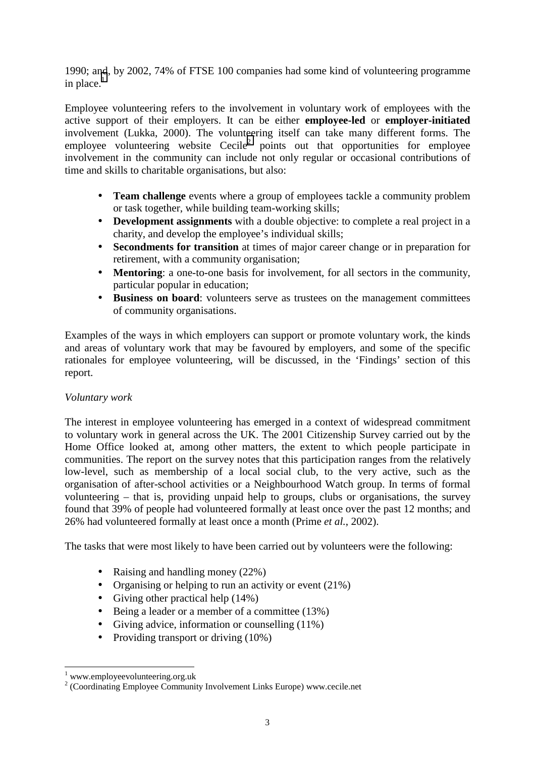1990; and, by 2002, 74% of FTSE 100 companies had some kind of volunteering programme in place.[1]

Employee volunteering refers to the involvement in voluntary work of employees with the active support of their employers. It can be either **employee-led** or **employer-initiated** involvement (Lukka, 2000). The volunteering itself can take many different forms. The employee volunteering website Cecile[2] points out that opportunities for employee involvement in the community can include not only regular or occasional contributions of time and skills to charitable organisations, but also:

- **Team challenge** events where a group of employees tackle a community problem or task together, while building team-working skills;
- **Development assignments** with a double objective: to complete a real project in a charity, and develop the employee's individual skills;
- **Secondments for transition** at times of major career change or in preparation for retirement, with a community organisation;
- **Mentoring**: a one-to-one basis for involvement, for all sectors in the community, particular popular in education;
- **Business on board**: volunteers serve as trustees on the management committees of community organisations.

Examples of the ways in which employers can support or promote voluntary work, the kinds and areas of voluntary work that may be favoured by employers, and some of the specific rationales for employee volunteering, will be discussed, in the 'Findings' section of this report.

*Voluntary work*

The interest in employee volunteering has emerged in a context of widespread commitment to voluntary work in general across the UK. The 2001 Citizenship Survey carried out by the Home Office looked at, among other matters, the extent to which people participate in communities. The report on the survey notes that this participation ranges from the relatively low-level, such as membership of a local social club, to the very active, such as the organisation of after-school activities or a Neighbourhood Watch group. In terms of formal volunteering – that is, providing unpaid help to groups, clubs or organisations, the survey found that 39% of people had volunteered formally at least once over the past 12 months; and 26% had volunteered formally at least once a month (Prime *et al.*, 2002).

The tasks that were most likely to have been carried out by volunteers were the following:

- Raising and handling money (22%)
- Organising or helping to run an activity or event (21%)
- Giving other practical help (14%)
- Being a leader or a member of a committee (13%)
- Giving advice, information or counselling (11%)
- Providing transport or driving (10%)

---

[1] www.employeevolunteering.org.uk

[2] (Coordinating Employee Community Involvement Links Europe) www.cecile.net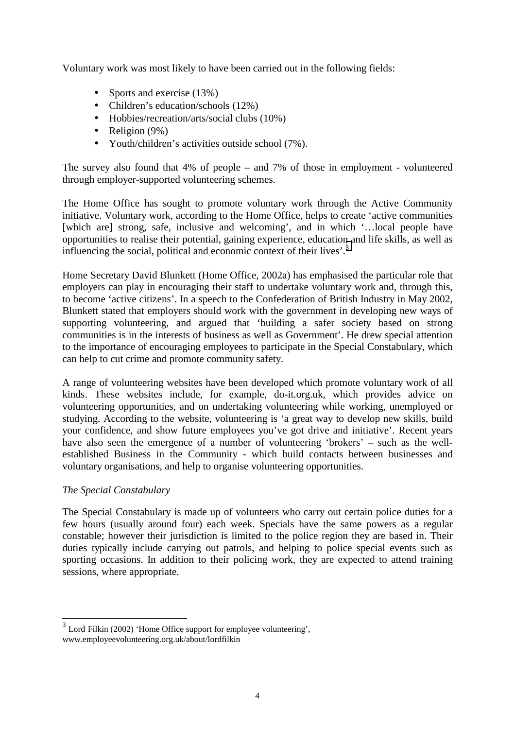Voluntary work was most likely to have been carried out in the following fields:

- Sports and exercise (13%)
- Children's education/schools (12%)
- Hobbies/recreation/arts/social clubs (10%)
- Religion (9%)
- Youth/children's activities outside school (7%).

The survey also found that 4% of people – and 7% of those in employment - volunteered through employer-supported volunteering schemes.

The Home Office has sought to promote voluntary work through the Active Community initiative. Voluntary work, according to the Home Office, helps to create 'active communities [which are] strong, safe, inclusive and welcoming', and in which '…local people have opportunities to realise their potential, gaining experience, education and life skills, as well as influencing the social, political and economic context of their lives'.[3]

Home Secretary David Blunkett (Home Office, 2002a) has emphasised the particular role that employers can play in encouraging their staff to undertake voluntary work and, through this, to become 'active citizens'. In a speech to the Confederation of British Industry in May 2002, Blunkett stated that employers should work with the government in developing new ways of supporting volunteering, and argued that 'building a safer society based on strong communities is in the interests of business as well as Government'. He drew special attention to the importance of encouraging employees to participate in the Special Constabulary, which can help to cut crime and promote community safety.

A range of volunteering websites have been developed which promote voluntary work of all kinds. These websites include, for example, do-it.org.uk, which provides advice on volunteering opportunities, and on undertaking volunteering while working, unemployed or studying. According to the website, volunteering is 'a great way to develop new skills, build your confidence, and show future employees you've got drive and initiative'. Recent years have also seen the emergence of a number of volunteering 'brokers' – such as the well-established Business in the Community - which build contacts between businesses and voluntary organisations, and help to organise volunteering opportunities.

*The Special Constabulary*

The Special Constabulary is made up of volunteers who carry out certain police duties for a few hours (usually around four) each week. Specials have the same powers as a regular constable; however their jurisdiction is limited to the police region they are based in. Their duties typically include carrying out patrols, and helping to police special events such as sporting occasions. In addition to their policing work, they are expected to attend training sessions, where appropriate.

---

[3] Lord Filkin (2002) 'Home Office support for employee volunteering', www.employeevolunteering.org.uk/about/lordfilkin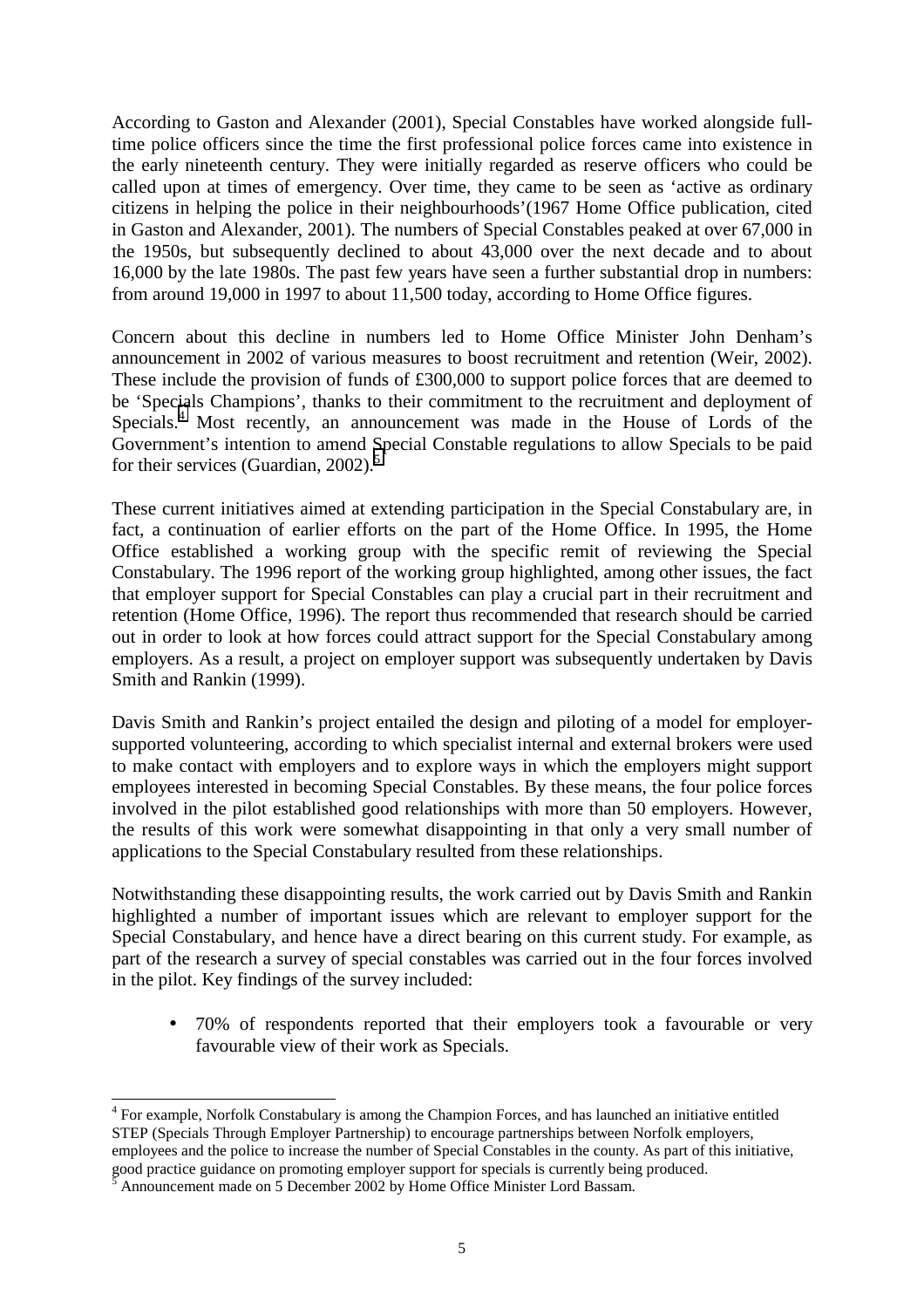According to Gaston and Alexander (2001), Special Constables have worked alongside full-time police officers since the time the first professional police forces came into existence in the early nineteenth century. They were initially regarded as reserve officers who could be called upon at times of emergency. Over time, they came to be seen as 'active as ordinary citizens in helping the police in their neighbourhoods'(1967 Home Office publication, cited in Gaston and Alexander, 2001). The numbers of Special Constables peaked at over 67,000 in the 1950s, but subsequently declined to about 43,000 over the next decade and to about 16,000 by the late 1980s. The past few years have seen a further substantial drop in numbers: from around 19,000 in 1997 to about 11,500 today, according to Home Office figures.

Concern about this decline in numbers led to Home Office Minister John Denham's announcement in 2002 of various measures to boost recruitment and retention (Weir, 2002). These include the provision of funds of £300,000 to support police forces that are deemed to be 'Specials Champions', thanks to their commitment to the recruitment and deployment of Specials.[4] Most recently, an announcement was made in the House of Lords of the Government's intention to amend Special Constable regulations to allow Specials to be paid for their services (Guardian, 2002).[5]

These current initiatives aimed at extending participation in the Special Constabulary are, in fact, a continuation of earlier efforts on the part of the Home Office. In 1995, the Home Office established a working group with the specific remit of reviewing the Special Constabulary. The 1996 report of the working group highlighted, among other issues, the fact that employer support for Special Constables can play a crucial part in their recruitment and retention (Home Office, 1996). The report thus recommended that research should be carried out in order to look at how forces could attract support for the Special Constabulary among employers. As a result, a project on employer support was subsequently undertaken by Davis Smith and Rankin (1999).

Davis Smith and Rankin's project entailed the design and piloting of a model for employer-supported volunteering, according to which specialist internal and external brokers were used to make contact with employers and to explore ways in which the employers might support employees interested in becoming Special Constables. By these means, the four police forces involved in the pilot established good relationships with more than 50 employers. However, the results of this work were somewhat disappointing in that only a very small number of applications to the Special Constabulary resulted from these relationships.

Notwithstanding these disappointing results, the work carried out by Davis Smith and Rankin highlighted a number of important issues which are relevant to employer support for the Special Constabulary, and hence have a direct bearing on this current study. For example, as part of the research a survey of special constables was carried out in the four forces involved in the pilot. Key findings of the survey included:

- 70% of respondents reported that their employers took a favourable or very favourable view of their work as Specials.

---

[4] For example, Norfolk Constabulary is among the Champion Forces, and has launched an initiative entitled STEP (Specials Through Employer Partnership) to encourage partnerships between Norfolk employers, employees and the police to increase the number of Special Constables in the county. As part of this initiative, good practice guidance on promoting employer support for specials is currently being produced.

[5] Announcement made on 5 December 2002 by Home Office Minister Lord Bassam.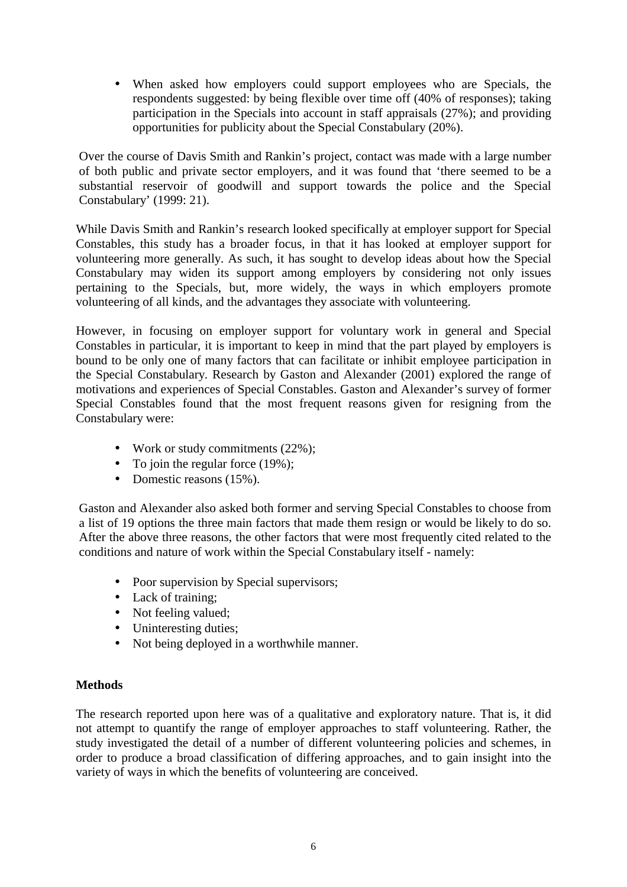- When asked how employers could support employees who are Specials, the respondents suggested: by being flexible over time off (40% of responses); taking participation in the Specials into account in staff appraisals (27%); and providing opportunities for publicity about the Special Constabulary (20%).

Over the course of Davis Smith and Rankin's project, contact was made with a large number of both public and private sector employers, and it was found that 'there seemed to be a substantial reservoir of goodwill and support towards the police and the Special Constabulary' (1999: 21).

While Davis Smith and Rankin's research looked specifically at employer support for Special Constables, this study has a broader focus, in that it has looked at employer support for volunteering more generally. As such, it has sought to develop ideas about how the Special Constabulary may widen its support among employers by considering not only issues pertaining to the Specials, but, more widely, the ways in which employers promote volunteering of all kinds, and the advantages they associate with volunteering.

However, in focusing on employer support for voluntary work in general and Special Constables in particular, it is important to keep in mind that the part played by employers is bound to be only one of many factors that can facilitate or inhibit employee participation in the Special Constabulary. Research by Gaston and Alexander (2001) explored the range of motivations and experiences of Special Constables. Gaston and Alexander's survey of former Special Constables found that the most frequent reasons given for resigning from the Constabulary were:

- Work or study commitments (22%);
- To join the regular force (19%);
- Domestic reasons (15%).

Gaston and Alexander also asked both former and serving Special Constables to choose from a list of 19 options the three main factors that made them resign or would be likely to do so. After the above three reasons, the other factors that were most frequently cited related to the conditions and nature of work within the Special Constabulary itself - namely:

- Poor supervision by Special supervisors;
- Lack of training;
- Not feeling valued;
- Uninteresting duties;
- Not being deployed in a worthwhile manner.

**Methods**

The research reported upon here was of a qualitative and exploratory nature. That is, it did not attempt to quantify the range of employer approaches to staff volunteering. Rather, the study investigated the detail of a number of different volunteering policies and schemes, in order to produce a broad classification of differing approaches, and to gain insight into the variety of ways in which the benefits of volunteering are conceived.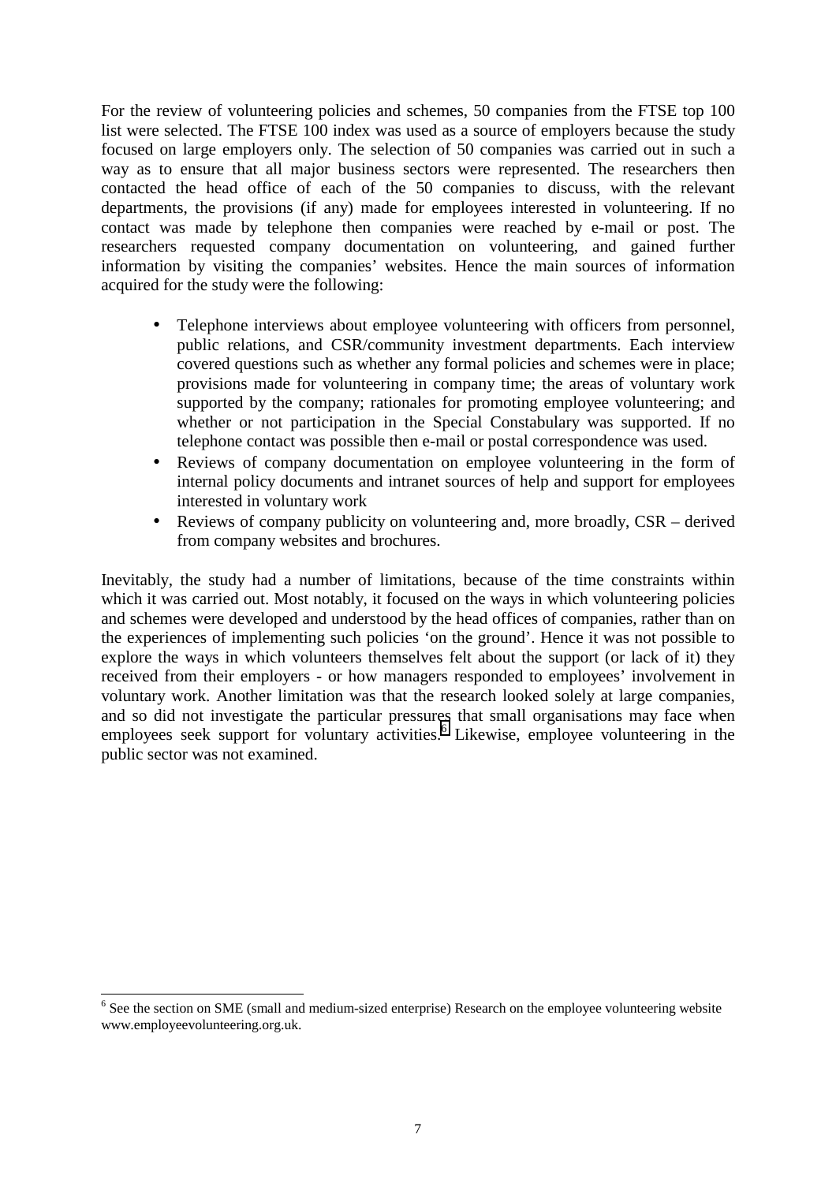For the review of volunteering policies and schemes, 50 companies from the FTSE top 100 list were selected. The FTSE 100 index was used as a source of employers because the study focused on large employers only. The selection of 50 companies was carried out in such a way as to ensure that all major business sectors were represented. The researchers then contacted the head office of each of the 50 companies to discuss, with the relevant departments, the provisions (if any) made for employees interested in volunteering. If no contact was made by telephone then companies were reached by e-mail or post. The researchers requested company documentation on volunteering, and gained further information by visiting the companies' websites. Hence the main sources of information acquired for the study were the following:

- Telephone interviews about employee volunteering with officers from personnel, public relations, and CSR/community investment departments. Each interview covered questions such as whether any formal policies and schemes were in place; provisions made for volunteering in company time; the areas of voluntary work supported by the company; rationales for promoting employee volunteering; and whether or not participation in the Special Constabulary was supported. If no telephone contact was possible then e-mail or postal correspondence was used.
- Reviews of company documentation on employee volunteering in the form of internal policy documents and intranet sources of help and support for employees interested in voluntary work
- Reviews of company publicity on volunteering and, more broadly, CSR – derived from company websites and brochures.

Inevitably, the study had a number of limitations, because of the time constraints within which it was carried out. Most notably, it focused on the ways in which volunteering policies and schemes were developed and understood by the head offices of companies, rather than on the experiences of implementing such policies 'on the ground'. Hence it was not possible to explore the ways in which volunteers themselves felt about the support (or lack of it) they received from their employers - or how managers responded to employees' involvement in voluntary work. Another limitation was that the research looked solely at large companies, and so did not investigate the particular pressures that small organisations may face when employees seek support for voluntary activities.[6] Likewise, employee volunteering in the public sector was not examined.

---

[6] See the section on SME (small and medium-sized enterprise) Research on the employee volunteering website www.employeevolunteering.org.uk.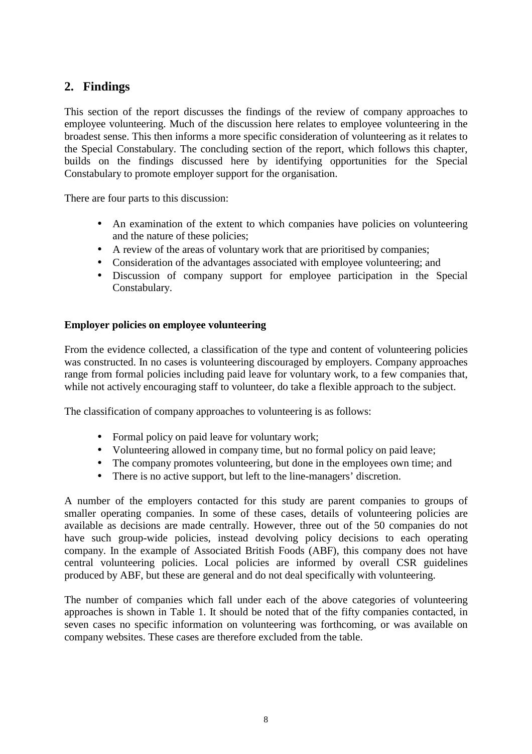## 2. Findings

This section of the report discusses the findings of the review of company approaches to employee volunteering. Much of the discussion here relates to employee volunteering in the broadest sense. This then informs a more specific consideration of volunteering as it relates to the Special Constabulary. The concluding section of the report, which follows this chapter, builds on the findings discussed here by identifying opportunities for the Special Constabulary to promote employer support for the organisation.

There are four parts to this discussion:

- An examination of the extent to which companies have policies on volunteering and the nature of these policies;
- A review of the areas of voluntary work that are prioritised by companies;
- Consideration of the advantages associated with employee volunteering; and
- Discussion of company support for employee participation in the Special Constabulary.

**Employer policies on employee volunteering**

From the evidence collected, a classification of the type and content of volunteering policies was constructed. In no cases is volunteering discouraged by employers. Company approaches range from formal policies including paid leave for voluntary work, to a few companies that, while not actively encouraging staff to volunteer, do take a flexible approach to the subject.

The classification of company approaches to volunteering is as follows:

- Formal policy on paid leave for voluntary work;
- Volunteering allowed in company time, but no formal policy on paid leave;
- The company promotes volunteering, but done in the employees own time; and
- There is no active support, but left to the line-managers' discretion.

A number of the employers contacted for this study are parent companies to groups of smaller operating companies. In some of these cases, details of volunteering policies are available as decisions are made centrally. However, three out of the 50 companies do not have such group-wide policies, instead devolving policy decisions to each operating company. In the example of Associated British Foods (ABF), this company does not have central volunteering policies. Local policies are informed by overall CSR guidelines produced by ABF, but these are general and do not deal specifically with volunteering.

The number of companies which fall under each of the above categories of volunteering approaches is shown in Table 1. It should be noted that of the fifty companies contacted, in seven cases no specific information on volunteering was forthcoming, or was available on company websites. These cases are therefore excluded from the table.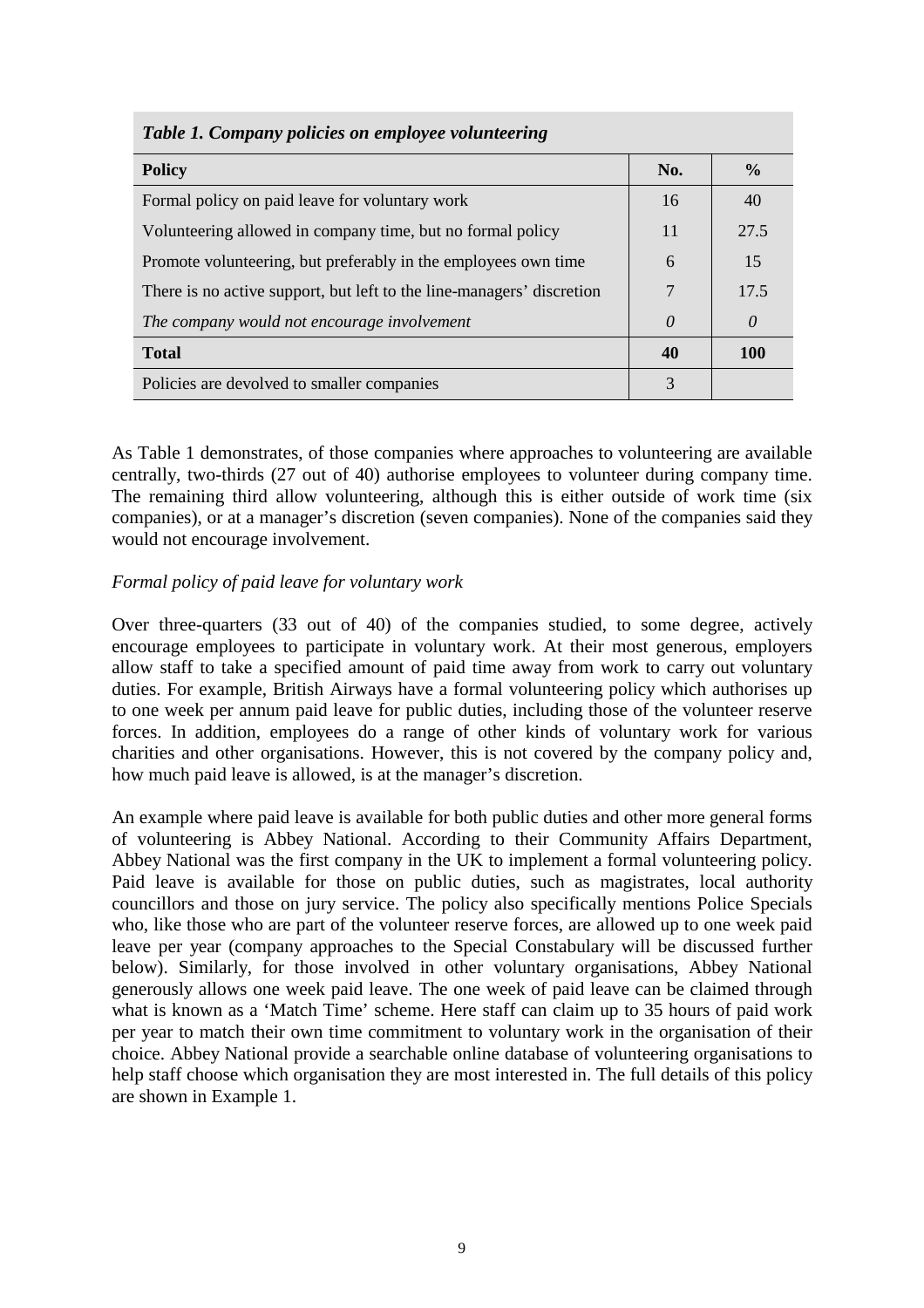***Table 1. Company policies on employee volunteering***

| **Policy** | **No.** | **%** |
|---|---|---|
| Formal policy on paid leave for voluntary work | 16 | 40 |
| Volunteering allowed in company time, but no formal policy | 11 | 27.5 |
| Promote volunteering, but preferably in the employees own time | 6 | 15 |
| There is no active support, but left to the line-managers' discretion | 7 | 17.5 |
| *The company would not encourage involvement* | *0* | *0* |
| **Total** | **40** | **100** |
| Policies are devolved to smaller companies | 3 | |

As Table 1 demonstrates, of those companies where approaches to volunteering are available centrally, two-thirds (27 out of 40) authorise employees to volunteer during company time. The remaining third allow volunteering, although this is either outside of work time (six companies), or at a manager's discretion (seven companies). None of the companies said they would not encourage involvement.

*Formal policy of paid leave for voluntary work*

Over three-quarters (33 out of 40) of the companies studied, to some degree, actively encourage employees to participate in voluntary work. At their most generous, employers allow staff to take a specified amount of paid time away from work to carry out voluntary duties. For example, British Airways have a formal volunteering policy which authorises up to one week per annum paid leave for public duties, including those of the volunteer reserve forces. In addition, employees do a range of other kinds of voluntary work for various charities and other organisations. However, this is not covered by the company policy and, how much paid leave is allowed, is at the manager's discretion.

An example where paid leave is available for both public duties and other more general forms of volunteering is Abbey National. According to their Community Affairs Department, Abbey National was the first company in the UK to implement a formal volunteering policy. Paid leave is available for those on public duties, such as magistrates, local authority councillors and those on jury service. The policy also specifically mentions Police Specials who, like those who are part of the volunteer reserve forces, are allowed up to one week paid leave per year (company approaches to the Special Constabulary will be discussed further below). Similarly, for those involved in other voluntary organisations, Abbey National generously allows one week paid leave. The one week of paid leave can be claimed through what is known as a 'Match Time' scheme. Here staff can claim up to 35 hours of paid work per year to match their own time commitment to voluntary work in the organisation of their choice. Abbey National provide a searchable online database of volunteering organisations to help staff choose which organisation they are most interested in. The full details of this policy are shown in Example 1.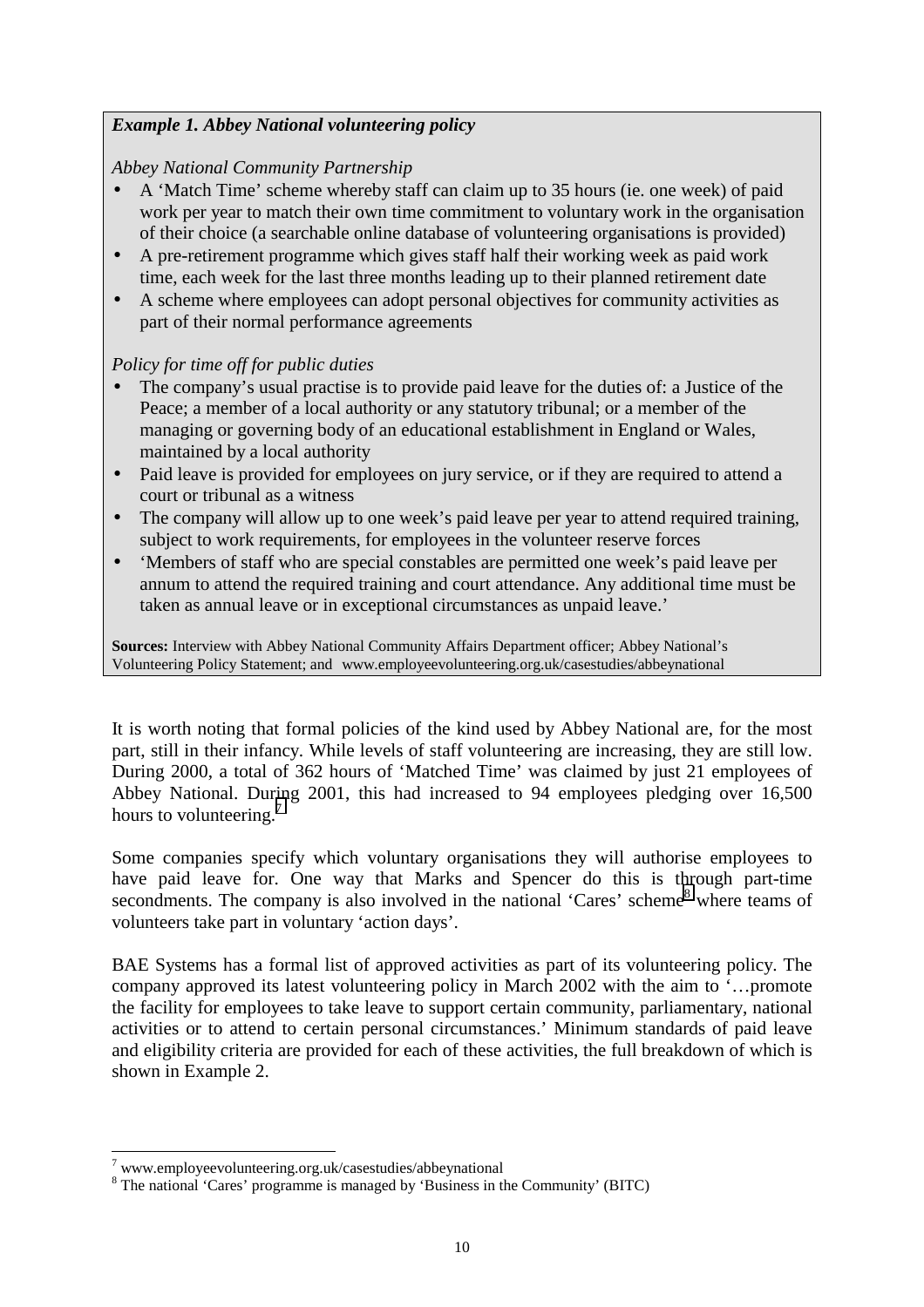**_Example 1. Abbey National volunteering policy_**

*Abbey National Community Partnership*

- A 'Match Time' scheme whereby staff can claim up to 35 hours (ie. one week) of paid work per year to match their own time commitment to voluntary work in the organisation of their choice (a searchable online database of volunteering organisations is provided)
- A pre-retirement programme which gives staff half their working week as paid work time, each week for the last three months leading up to their planned retirement date
- A scheme where employees can adopt personal objectives for community activities as part of their normal performance agreements

*Policy for time off for public duties*

- The company's usual practise is to provide paid leave for the duties of: a Justice of the Peace; a member of a local authority or any statutory tribunal; or a member of the managing or governing body of an educational establishment in England or Wales, maintained by a local authority
- Paid leave is provided for employees on jury service, or if they are required to attend a court or tribunal as a witness
- The company will allow up to one week's paid leave per year to attend required training, subject to work requirements, for employees in the volunteer reserve forces
- 'Members of staff who are special constables are permitted one week's paid leave per annum to attend the required training and court attendance. Any additional time must be taken as annual leave or in exceptional circumstances as unpaid leave.'

**Sources:** Interview with Abbey National Community Affairs Department officer; Abbey National's Volunteering Policy Statement; and www.employeevolunteering.org.uk/casestudies/abbeynational

It is worth noting that formal policies of the kind used by Abbey National are, for the most part, still in their infancy. While levels of staff volunteering are increasing, they are still low. During 2000, a total of 362 hours of 'Matched Time' was claimed by just 21 employees of Abbey National. During 2001, this had increased to 94 employees pledging over 16,500 hours to volunteering.[7]

Some companies specify which voluntary organisations they will authorise employees to have paid leave for. One way that Marks and Spencer do this is through part-time secondments. The company is also involved in the national 'Cares' scheme[8] where teams of volunteers take part in voluntary 'action days'.

BAE Systems has a formal list of approved activities as part of its volunteering policy. The company approved its latest volunteering policy in March 2002 with the aim to '…promote the facility for employees to take leave to support certain community, parliamentary, national activities or to attend to certain personal circumstances.' Minimum standards of paid leave and eligibility criteria are provided for each of these activities, the full breakdown of which is shown in Example 2.

[7] www.employeevolunteering.org.uk/casestudies/abbeynational

[8] The national 'Cares' programme is managed by 'Business in the Community' (BITC)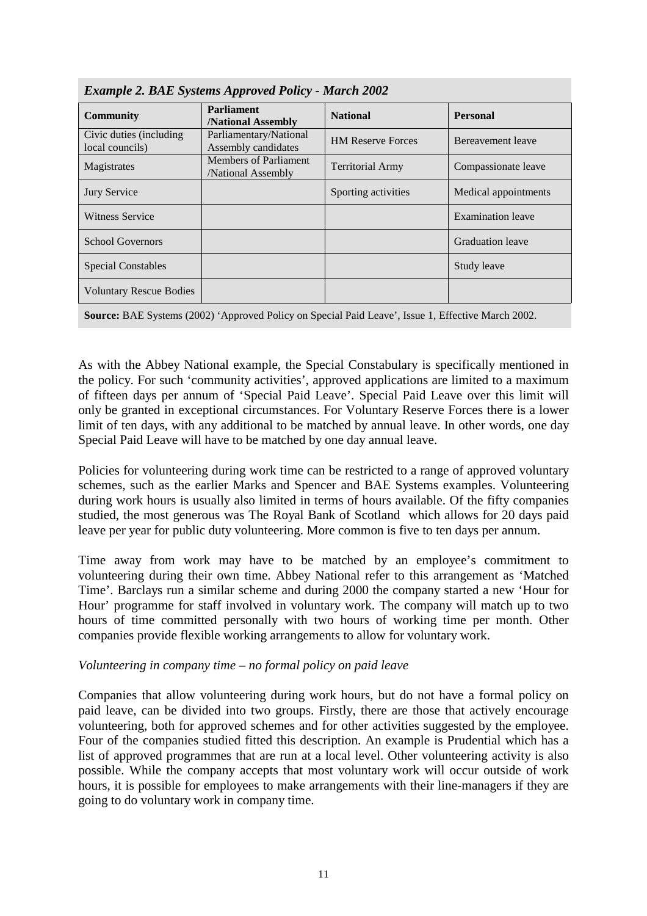*Example 2. BAE Systems Approved Policy - March 2002*

| Community | Parliament /National Assembly | National | Personal |
|---|---|---|---|
| Civic duties (including local councils) | Parliamentary/National Assembly candidates | HM Reserve Forces | Bereavement leave |
| Magistrates | Members of Parliament /National Assembly | Territorial Army | Compassionate leave |
| Jury Service | | Sporting activities | Medical appointments |
| Witness Service | | | Examination leave |
| School Governors | | | Graduation leave |
| Special Constables | | | Study leave |
| Voluntary Rescue Bodies | | | |

**Source:** BAE Systems (2002) 'Approved Policy on Special Paid Leave', Issue 1, Effective March 2002.

As with the Abbey National example, the Special Constabulary is specifically mentioned in the policy. For such 'community activities', approved applications are limited to a maximum of fifteen days per annum of 'Special Paid Leave'. Special Paid Leave over this limit will only be granted in exceptional circumstances. For Voluntary Reserve Forces there is a lower limit of ten days, with any additional to be matched by annual leave. In other words, one day Special Paid Leave will have to be matched by one day annual leave.

Policies for volunteering during work time can be restricted to a range of approved voluntary schemes, such as the earlier Marks and Spencer and BAE Systems examples. Volunteering during work hours is usually also limited in terms of hours available. Of the fifty companies studied, the most generous was The Royal Bank of Scotland which allows for 20 days paid leave per year for public duty volunteering. More common is five to ten days per annum.

Time away from work may have to be matched by an employee's commitment to volunteering during their own time. Abbey National refer to this arrangement as 'Matched Time'. Barclays run a similar scheme and during 2000 the company started a new 'Hour for Hour' programme for staff involved in voluntary work. The company will match up to two hours of time committed personally with two hours of working time per month. Other companies provide flexible working arrangements to allow for voluntary work.

*Volunteering in company time – no formal policy on paid leave*

Companies that allow volunteering during work hours, but do not have a formal policy on paid leave, can be divided into two groups. Firstly, there are those that actively encourage volunteering, both for approved schemes and for other activities suggested by the employee. Four of the companies studied fitted this description. An example is Prudential which has a list of approved programmes that are run at a local level. Other volunteering activity is also possible. While the company accepts that most voluntary work will occur outside of work hours, it is possible for employees to make arrangements with their line-managers if they are going to do voluntary work in company time.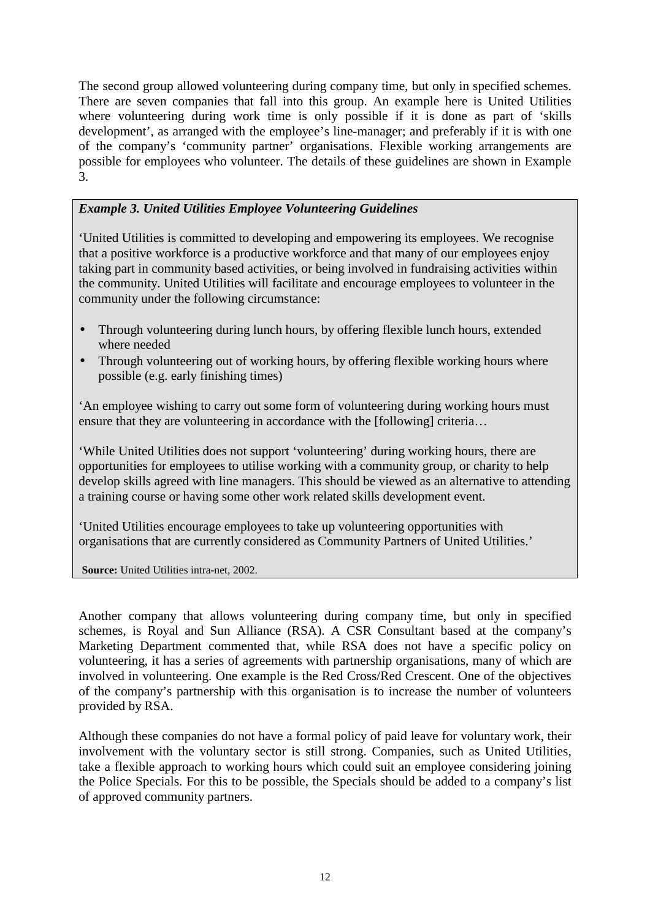The second group allowed volunteering during company time, but only in specified schemes. There are seven companies that fall into this group. An example here is United Utilities where volunteering during work time is only possible if it is done as part of 'skills development', as arranged with the employee's line-manager; and preferably if it is with one of the company's 'community partner' organisations. Flexible working arrangements are possible for employees who volunteer. The details of these guidelines are shown in Example 3.

***Example 3. United Utilities Employee Volunteering Guidelines***

'United Utilities is committed to developing and empowering its employees. We recognise that a positive workforce is a productive workforce and that many of our employees enjoy taking part in community based activities, or being involved in fundraising activities within the community. United Utilities will facilitate and encourage employees to volunteer in the community under the following circumstance:

- Through volunteering during lunch hours, by offering flexible lunch hours, extended where needed
- Through volunteering out of working hours, by offering flexible working hours where possible (e.g. early finishing times)

'An employee wishing to carry out some form of volunteering during working hours must ensure that they are volunteering in accordance with the [following] criteria…

'While United Utilities does not support 'volunteering' during working hours, there are opportunities for employees to utilise working with a community group, or charity to help develop skills agreed with line managers. This should be viewed as an alternative to attending a training course or having some other work related skills development event.

'United Utilities encourage employees to take up volunteering opportunities with organisations that are currently considered as Community Partners of United Utilities.'

**Source:** United Utilities intra-net, 2002.

Another company that allows volunteering during company time, but only in specified schemes, is Royal and Sun Alliance (RSA). A CSR Consultant based at the company's Marketing Department commented that, while RSA does not have a specific policy on volunteering, it has a series of agreements with partnership organisations, many of which are involved in volunteering. One example is the Red Cross/Red Crescent. One of the objectives of the company's partnership with this organisation is to increase the number of volunteers provided by RSA.

Although these companies do not have a formal policy of paid leave for voluntary work, their involvement with the voluntary sector is still strong. Companies, such as United Utilities, take a flexible approach to working hours which could suit an employee considering joining the Police Specials. For this to be possible, the Specials should be added to a company's list of approved community partners.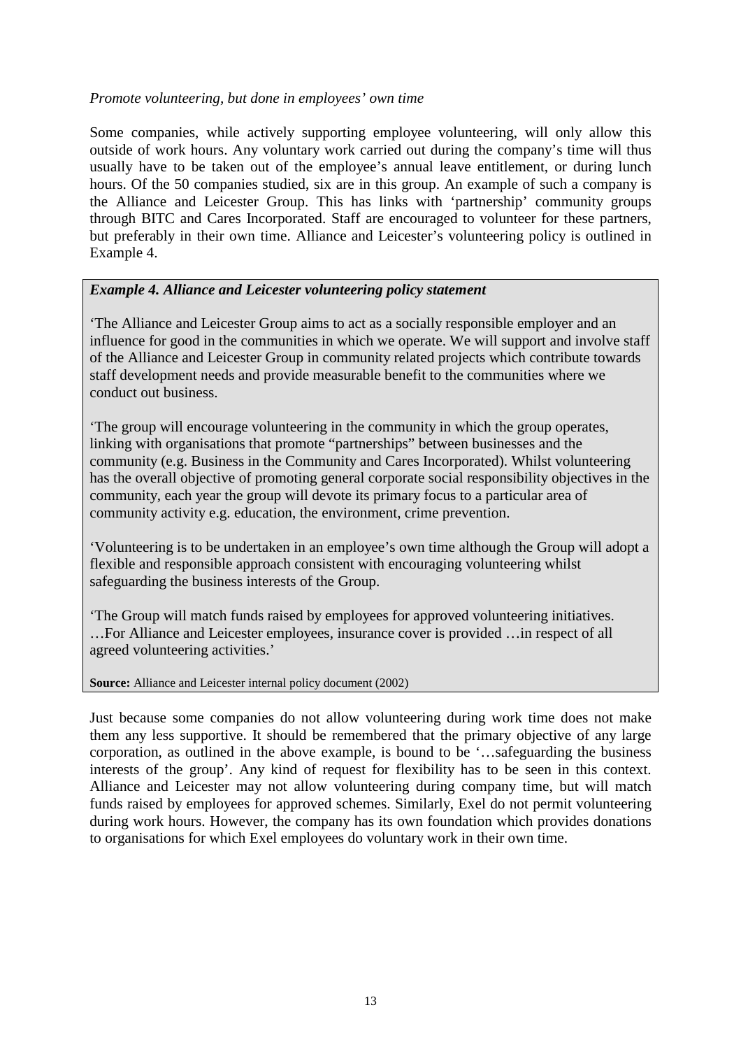*Promote volunteering, but done in employees' own time*

Some companies, while actively supporting employee volunteering, will only allow this outside of work hours. Any voluntary work carried out during the company's time will thus usually have to be taken out of the employee's annual leave entitlement, or during lunch hours. Of the 50 companies studied, six are in this group. An example of such a company is the Alliance and Leicester Group. This has links with 'partnership' community groups through BITC and Cares Incorporated. Staff are encouraged to volunteer for these partners, but preferably in their own time. Alliance and Leicester's volunteering policy is outlined in Example 4.

> ***Example 4. Alliance and Leicester volunteering policy statement***
>
> 'The Alliance and Leicester Group aims to act as a socially responsible employer and an influence for good in the communities in which we operate. We will support and involve staff of the Alliance and Leicester Group in community related projects which contribute towards staff development needs and provide measurable benefit to the communities where we conduct out business.
>
> 'The group will encourage volunteering in the community in which the group operates, linking with organisations that promote "partnerships" between businesses and the community (e.g. Business in the Community and Cares Incorporated). Whilst volunteering has the overall objective of promoting general corporate social responsibility objectives in the community, each year the group will devote its primary focus to a particular area of community activity e.g. education, the environment, crime prevention.
>
> 'Volunteering is to be undertaken in an employee's own time although the Group will adopt a flexible and responsible approach consistent with encouraging volunteering whilst safeguarding the business interests of the Group.
>
> 'The Group will match funds raised by employees for approved volunteering initiatives. …For Alliance and Leicester employees, insurance cover is provided …in respect of all agreed volunteering activities.'
>
> **Source:** Alliance and Leicester internal policy document (2002)

Just because some companies do not allow volunteering during work time does not make them any less supportive. It should be remembered that the primary objective of any large corporation, as outlined in the above example, is bound to be '…safeguarding the business interests of the group'. Any kind of request for flexibility has to be seen in this context. Alliance and Leicester may not allow volunteering during company time, but will match funds raised by employees for approved schemes. Similarly, Exel do not permit volunteering during work hours. However, the company has its own foundation which provides donations to organisations for which Exel employees do voluntary work in their own time.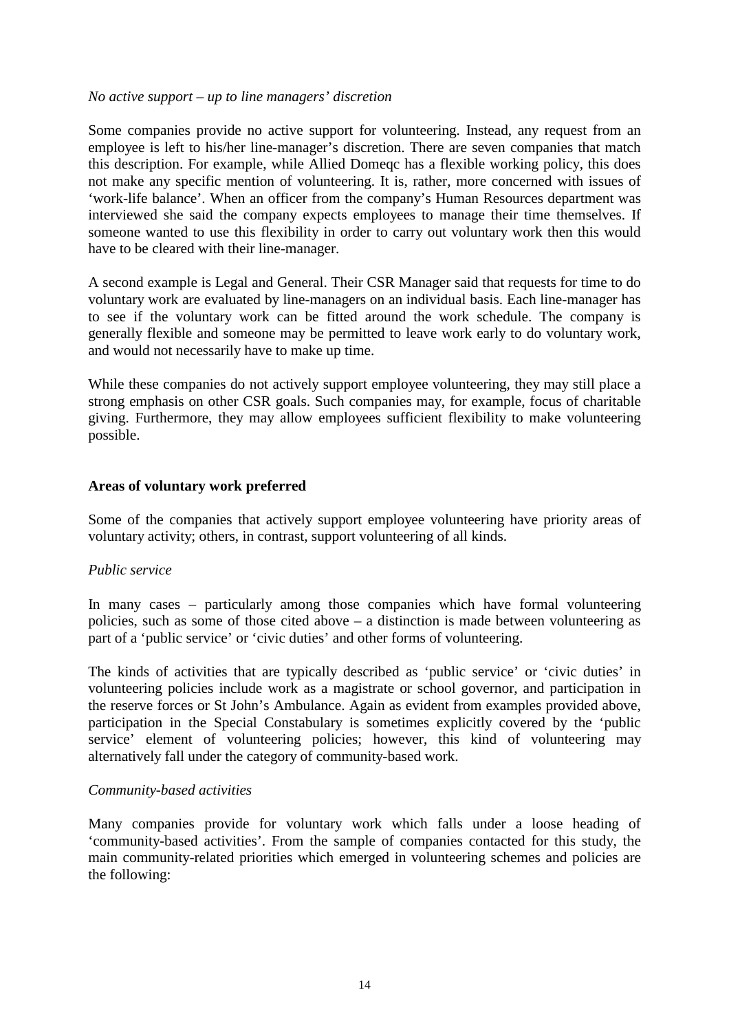*No active support – up to line managers' discretion*

Some companies provide no active support for volunteering. Instead, any request from an employee is left to his/her line-manager's discretion. There are seven companies that match this description. For example, while Allied Domeqc has a flexible working policy, this does not make any specific mention of volunteering. It is, rather, more concerned with issues of 'work-life balance'. When an officer from the company's Human Resources department was interviewed she said the company expects employees to manage their time themselves. If someone wanted to use this flexibility in order to carry out voluntary work then this would have to be cleared with their line-manager.

A second example is Legal and General. Their CSR Manager said that requests for time to do voluntary work are evaluated by line-managers on an individual basis. Each line-manager has to see if the voluntary work can be fitted around the work schedule. The company is generally flexible and someone may be permitted to leave work early to do voluntary work, and would not necessarily have to make up time.

While these companies do not actively support employee volunteering, they may still place a strong emphasis on other CSR goals. Such companies may, for example, focus of charitable giving. Furthermore, they may allow employees sufficient flexibility to make volunteering possible.

**Areas of voluntary work preferred**

Some of the companies that actively support employee volunteering have priority areas of voluntary activity; others, in contrast, support volunteering of all kinds.

*Public service*

In many cases – particularly among those companies which have formal volunteering policies, such as some of those cited above – a distinction is made between volunteering as part of a 'public service' or 'civic duties' and other forms of volunteering.

The kinds of activities that are typically described as 'public service' or 'civic duties' in volunteering policies include work as a magistrate or school governor, and participation in the reserve forces or St John's Ambulance. Again as evident from examples provided above, participation in the Special Constabulary is sometimes explicitly covered by the 'public service' element of volunteering policies; however, this kind of volunteering may alternatively fall under the category of community-based work.

*Community-based activities*

Many companies provide for voluntary work which falls under a loose heading of 'community-based activities'. From the sample of companies contacted for this study, the main community-related priorities which emerged in volunteering schemes and policies are the following: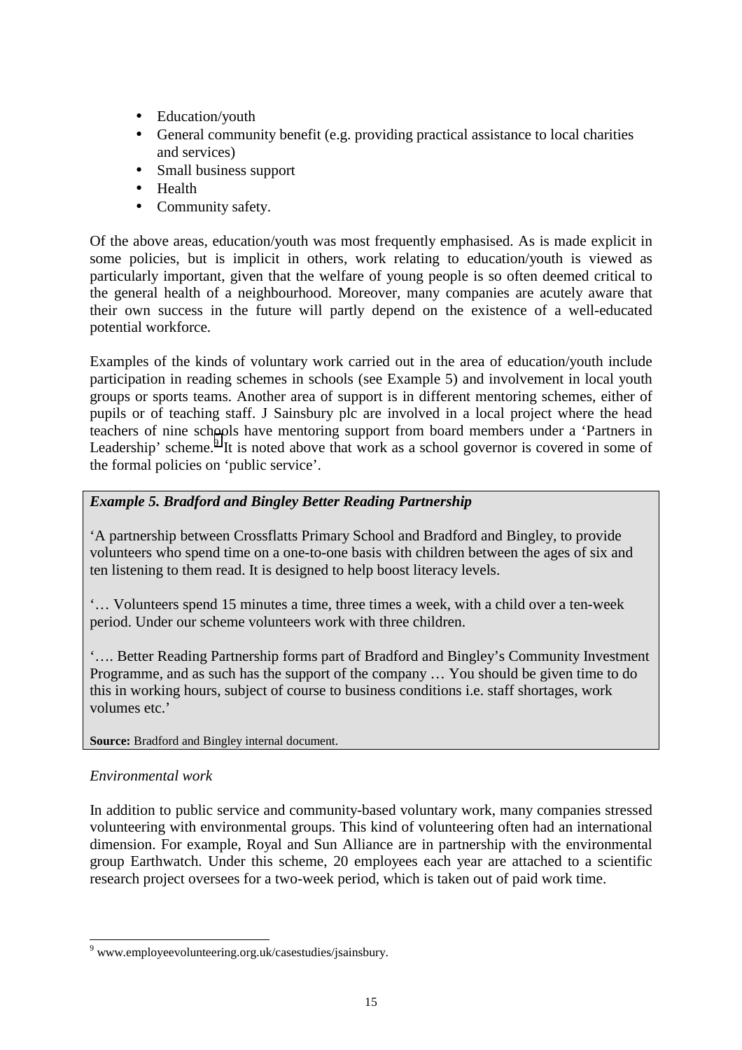- Education/youth
- General community benefit (e.g. providing practical assistance to local charities and services)
- Small business support
- Health
- Community safety.

Of the above areas, education/youth was most frequently emphasised. As is made explicit in some policies, but is implicit in others, work relating to education/youth is viewed as particularly important, given that the welfare of young people is so often deemed critical to the general health of a neighbourhood. Moreover, many companies are acutely aware that their own success in the future will partly depend on the existence of a well-educated potential workforce.

Examples of the kinds of voluntary work carried out in the area of education/youth include participation in reading schemes in schools (see Example 5) and involvement in local youth groups or sports teams. Another area of support is in different mentoring schemes, either of pupils or of teaching staff. J Sainsbury plc are involved in a local project where the head teachers of nine schools have mentoring support from board members under a 'Partners in Leadership' scheme.[9] It is noted above that work as a school governor is covered in some of the formal policies on 'public service'.

> ***Example 5. Bradford and Bingley Better Reading Partnership***
>
> 'A partnership between Crossflatts Primary School and Bradford and Bingley, to provide volunteers who spend time on a one-to-one basis with children between the ages of six and ten listening to them read. It is designed to help boost literacy levels.
>
> '… Volunteers spend 15 minutes a time, three times a week, with a child over a ten-week period. Under our scheme volunteers work with three children.
>
> '…. Better Reading Partnership forms part of Bradford and Bingley's Community Investment Programme, and as such has the support of the company … You should be given time to do this in working hours, subject of course to business conditions i.e. staff shortages, work volumes etc.'
>
> **Source:** Bradford and Bingley internal document.

*Environmental work*

In addition to public service and community-based voluntary work, many companies stressed volunteering with environmental groups. This kind of volunteering often had an international dimension. For example, Royal and Sun Alliance are in partnership with the environmental group Earthwatch. Under this scheme, 20 employees each year are attached to a scientific research project oversees for a two-week period, which is taken out of paid work time.

---

[9] www.employeevolunteering.org.uk/casestudies/jsainsbury.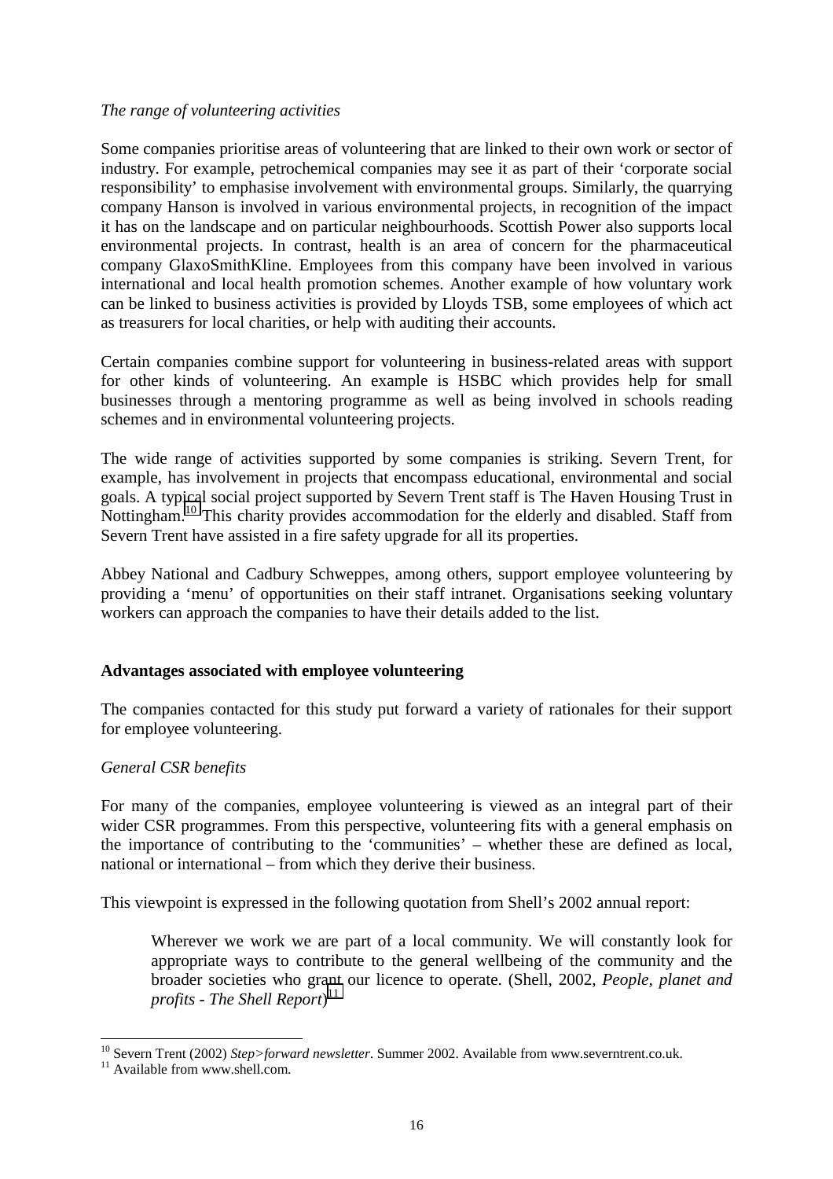*The range of volunteering activities*

Some companies prioritise areas of volunteering that are linked to their own work or sector of industry. For example, petrochemical companies may see it as part of their 'corporate social responsibility' to emphasise involvement with environmental groups. Similarly, the quarrying company Hanson is involved in various environmental projects, in recognition of the impact it has on the landscape and on particular neighbourhoods. Scottish Power also supports local environmental projects. In contrast, health is an area of concern for the pharmaceutical company GlaxoSmithKline. Employees from this company have been involved in various international and local health promotion schemes. Another example of how voluntary work can be linked to business activities is provided by Lloyds TSB, some employees of which act as treasurers for local charities, or help with auditing their accounts.

Certain companies combine support for volunteering in business-related areas with support for other kinds of volunteering. An example is HSBC which provides help for small businesses through a mentoring programme as well as being involved in schools reading schemes and in environmental volunteering projects.

The wide range of activities supported by some companies is striking. Severn Trent, for example, has involvement in projects that encompass educational, environmental and social goals. A typical social project supported by Severn Trent staff is The Haven Housing Trust in Nottingham.[10] This charity provides accommodation for the elderly and disabled. Staff from Severn Trent have assisted in a fire safety upgrade for all its properties.

Abbey National and Cadbury Schweppes, among others, support employee volunteering by providing a 'menu' of opportunities on their staff intranet. Organisations seeking voluntary workers can approach the companies to have their details added to the list.

**Advantages associated with employee volunteering**

The companies contacted for this study put forward a variety of rationales for their support for employee volunteering.

*General CSR benefits*

For many of the companies, employee volunteering is viewed as an integral part of their wider CSR programmes. From this perspective, volunteering fits with a general emphasis on the importance of contributing to the 'communities' – whether these are defined as local, national or international – from which they derive their business.

This viewpoint is expressed in the following quotation from Shell's 2002 annual report:

> Wherever we work we are part of a local community. We will constantly look for appropriate ways to contribute to the general wellbeing of the community and the broader societies who grant our licence to operate. (Shell, 2002, *People, planet and profits - The Shell Report*)[11]

---

[10] Severn Trent (2002) *Step>forward newsletter*. Summer 2002. Available from www.severntrent.co.uk.

[11] Available from www.shell.com.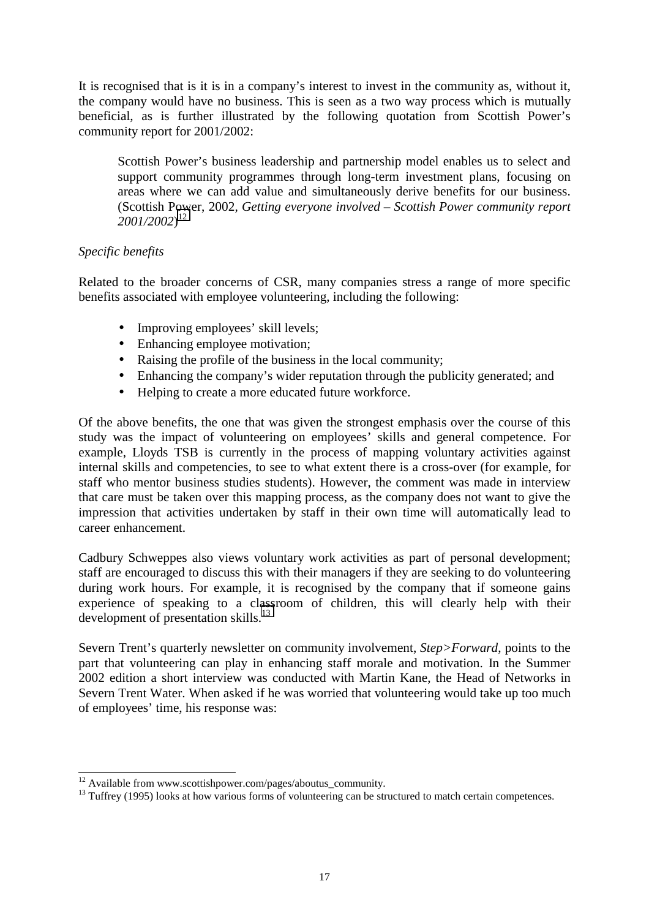It is recognised that is it is in a company's interest to invest in the community as, without it, the company would have no business. This is seen as a two way process which is mutually beneficial, as is further illustrated by the following quotation from Scottish Power's community report for 2001/2002:

> Scottish Power's business leadership and partnership model enables us to select and support community programmes through long-term investment plans, focusing on areas where we can add value and simultaneously derive benefits for our business. (Scottish Power, 2002, *Getting everyone involved – Scottish Power community report 2001/2002*)[12]

*Specific benefits*

Related to the broader concerns of CSR, many companies stress a range of more specific benefits associated with employee volunteering, including the following:

- Improving employees' skill levels;
- Enhancing employee motivation;
- Raising the profile of the business in the local community;
- Enhancing the company's wider reputation through the publicity generated; and
- Helping to create a more educated future workforce.

Of the above benefits, the one that was given the strongest emphasis over the course of this study was the impact of volunteering on employees' skills and general competence. For example, Lloyds TSB is currently in the process of mapping voluntary activities against internal skills and competencies, to see to what extent there is a cross-over (for example, for staff who mentor business studies students). However, the comment was made in interview that care must be taken over this mapping process, as the company does not want to give the impression that activities undertaken by staff in their own time will automatically lead to career enhancement.

Cadbury Schweppes also views voluntary work activities as part of personal development; staff are encouraged to discuss this with their managers if they are seeking to do volunteering during work hours. For example, it is recognised by the company that if someone gains experience of speaking to a classroom of children, this will clearly help with their development of presentation skills.[13]

Severn Trent's quarterly newsletter on community involvement, *Step>Forward*, points to the part that volunteering can play in enhancing staff morale and motivation. In the Summer 2002 edition a short interview was conducted with Martin Kane, the Head of Networks in Severn Trent Water. When asked if he was worried that volunteering would take up too much of employees' time, his response was:

---

[12] Available from www.scottishpower.com/pages/aboutus_community.

[13] Tuffrey (1995) looks at how various forms of volunteering can be structured to match certain competences.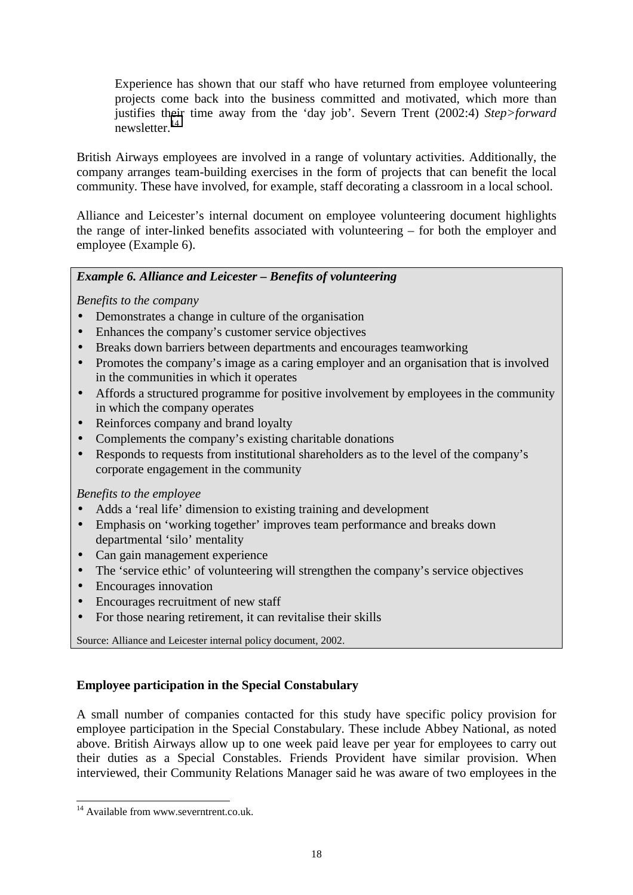> Experience has shown that our staff who have returned from employee volunteering projects come back into the business committed and motivated, which more than justifies their time away from the 'day job'. Severn Trent (2002:4) *Step>forward* newsletter.[14]

British Airways employees are involved in a range of voluntary activities. Additionally, the company arranges team-building exercises in the form of projects that can benefit the local community. These have involved, for example, staff decorating a classroom in a local school.

Alliance and Leicester's internal document on employee volunteering document highlights the range of inter-linked benefits associated with volunteering – for both the employer and employee (Example 6).

***Example 6. Alliance and Leicester – Benefits of volunteering***

*Benefits to the company*

- Demonstrates a change in culture of the organisation
- Enhances the company's customer service objectives
- Breaks down barriers between departments and encourages teamworking
- Promotes the company's image as a caring employer and an organisation that is involved in the communities in which it operates
- Affords a structured programme for positive involvement by employees in the community in which the company operates
- Reinforces company and brand loyalty
- Complements the company's existing charitable donations
- Responds to requests from institutional shareholders as to the level of the company's corporate engagement in the community

*Benefits to the employee*

- Adds a 'real life' dimension to existing training and development
- Emphasis on 'working together' improves team performance and breaks down departmental 'silo' mentality
- Can gain management experience
- The 'service ethic' of volunteering will strengthen the company's service objectives
- Encourages innovation
- Encourages recruitment of new staff
- For those nearing retirement, it can revitalise their skills

Source: Alliance and Leicester internal policy document, 2002.

**Employee participation in the Special Constabulary**

A small number of companies contacted for this study have specific policy provision for employee participation in the Special Constabulary. These include Abbey National, as noted above. British Airways allow up to one week paid leave per year for employees to carry out their duties as a Special Constables. Friends Provident have similar provision. When interviewed, their Community Relations Manager said he was aware of two employees in the

[14] Available from www.severntrent.co.uk.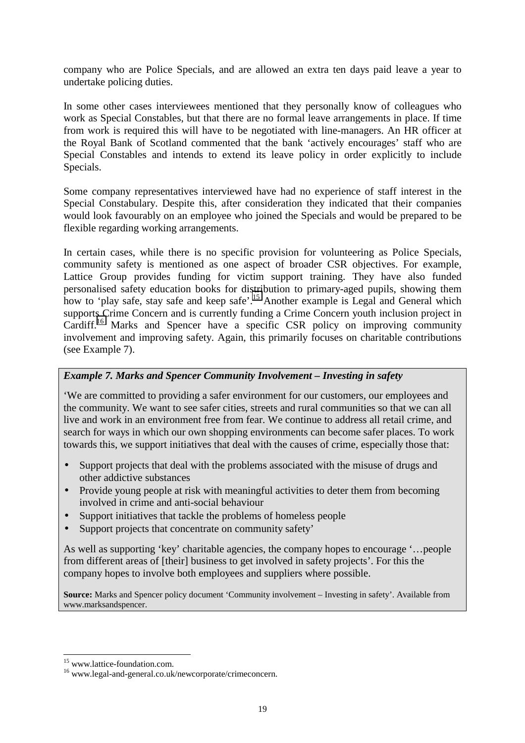company who are Police Specials, and are allowed an extra ten days paid leave a year to undertake policing duties.

In some other cases interviewees mentioned that they personally know of colleagues who work as Special Constables, but that there are no formal leave arrangements in place. If time from work is required this will have to be negotiated with line-managers. An HR officer at the Royal Bank of Scotland commented that the bank 'actively encourages' staff who are Special Constables and intends to extend its leave policy in order explicitly to include Specials.

Some company representatives interviewed have had no experience of staff interest in the Special Constabulary. Despite this, after consideration they indicated that their companies would look favourably on an employee who joined the Specials and would be prepared to be flexible regarding working arrangements.

In certain cases, while there is no specific provision for volunteering as Police Specials, community safety is mentioned as one aspect of broader CSR objectives. For example, Lattice Group provides funding for victim support training. They have also funded personalised safety education books for distribution to primary-aged pupils, showing them how to 'play safe, stay safe and keep safe'.[15] Another example is Legal and General which supports Crime Concern and is currently funding a Crime Concern youth inclusion project in Cardiff.[16] Marks and Spencer have a specific CSR policy on improving community involvement and improving safety. Again, this primarily focuses on charitable contributions (see Example 7).

***Example 7. Marks and Spencer Community Involvement – Investing in safety***

'We are committed to providing a safer environment for our customers, our employees and the community. We want to see safer cities, streets and rural communities so that we can all live and work in an environment free from fear. We continue to address all retail crime, and search for ways in which our own shopping environments can become safer places. To work towards this, we support initiatives that deal with the causes of crime, especially those that:

- Support projects that deal with the problems associated with the misuse of drugs and other addictive substances
- Provide young people at risk with meaningful activities to deter them from becoming involved in crime and anti-social behaviour
- Support initiatives that tackle the problems of homeless people
- Support projects that concentrate on community safety'

As well as supporting 'key' charitable agencies, the company hopes to encourage '…people from different areas of [their] business to get involved in safety projects'. For this the company hopes to involve both employees and suppliers where possible.

**Source:** Marks and Spencer policy document 'Community involvement – Investing in safety'. Available from www.marksandspencer.

---

[15] www.lattice-foundation.com.

[16] www.legal-and-general.co.uk/newcorporate/crimeconcern.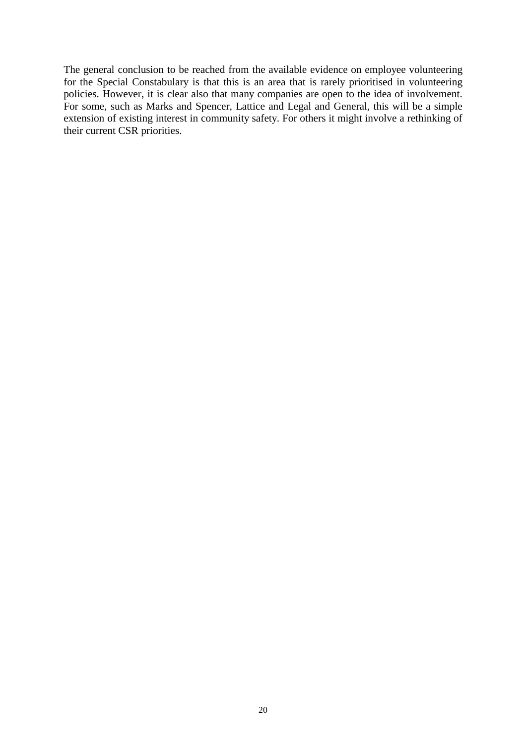The general conclusion to be reached from the available evidence on employee volunteering for the Special Constabulary is that this is an area that is rarely prioritised in volunteering policies. However, it is clear also that many companies are open to the idea of involvement. For some, such as Marks and Spencer, Lattice and Legal and General, this will be a simple extension of existing interest in community safety. For others it might involve a rethinking of their current CSR priorities.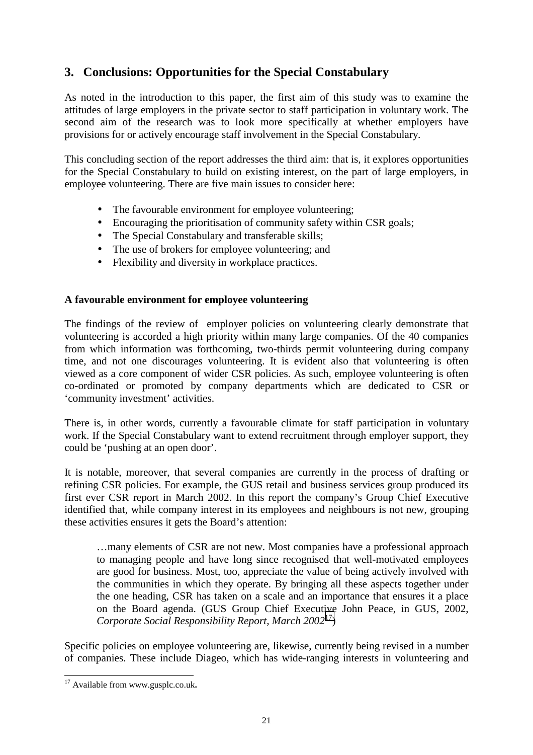## 3. Conclusions: Opportunities for the Special Constabulary

As noted in the introduction to this paper, the first aim of this study was to examine the attitudes of large employers in the private sector to staff participation in voluntary work. The second aim of the research was to look more specifically at whether employers have provisions for or actively encourage staff involvement in the Special Constabulary.

This concluding section of the report addresses the third aim: that is, it explores opportunities for the Special Constabulary to build on existing interest, on the part of large employers, in employee volunteering. There are five main issues to consider here:

- The favourable environment for employee volunteering;
- Encouraging the prioritisation of community safety within CSR goals;
- The Special Constabulary and transferable skills;
- The use of brokers for employee volunteering; and
- Flexibility and diversity in workplace practices.

**A favourable environment for employee volunteering**

The findings of the review of employer policies on volunteering clearly demonstrate that volunteering is accorded a high priority within many large companies. Of the 40 companies from which information was forthcoming, two-thirds permit volunteering during company time, and not one discourages volunteering. It is evident also that volunteering is often viewed as a core component of wider CSR policies. As such, employee volunteering is often co-ordinated or promoted by company departments which are dedicated to CSR or 'community investment' activities.

There is, in other words, currently a favourable climate for staff participation in voluntary work. If the Special Constabulary want to extend recruitment through employer support, they could be 'pushing at an open door'.

It is notable, moreover, that several companies are currently in the process of drafting or refining CSR policies. For example, the GUS retail and business services group produced its first ever CSR report in March 2002. In this report the company's Group Chief Executive identified that, while company interest in its employees and neighbours is not new, grouping these activities ensures it gets the Board's attention:

> …many elements of CSR are not new. Most companies have a professional approach to managing people and have long since recognised that well-motivated employees are good for business. Most, too, appreciate the value of being actively involved with the communities in which they operate. By bringing all these aspects together under the one heading, CSR has taken on a scale and an importance that ensures it a place on the Board agenda. (GUS Group Chief Executive John Peace, in GUS, 2002, *Corporate Social Responsibility Report, March 2002*[17])

Specific policies on employee volunteering are, likewise, currently being revised in a number of companies. These include Diageo, which has wide-ranging interests in volunteering and

---

[17] Available from www.gusplc.co.uk.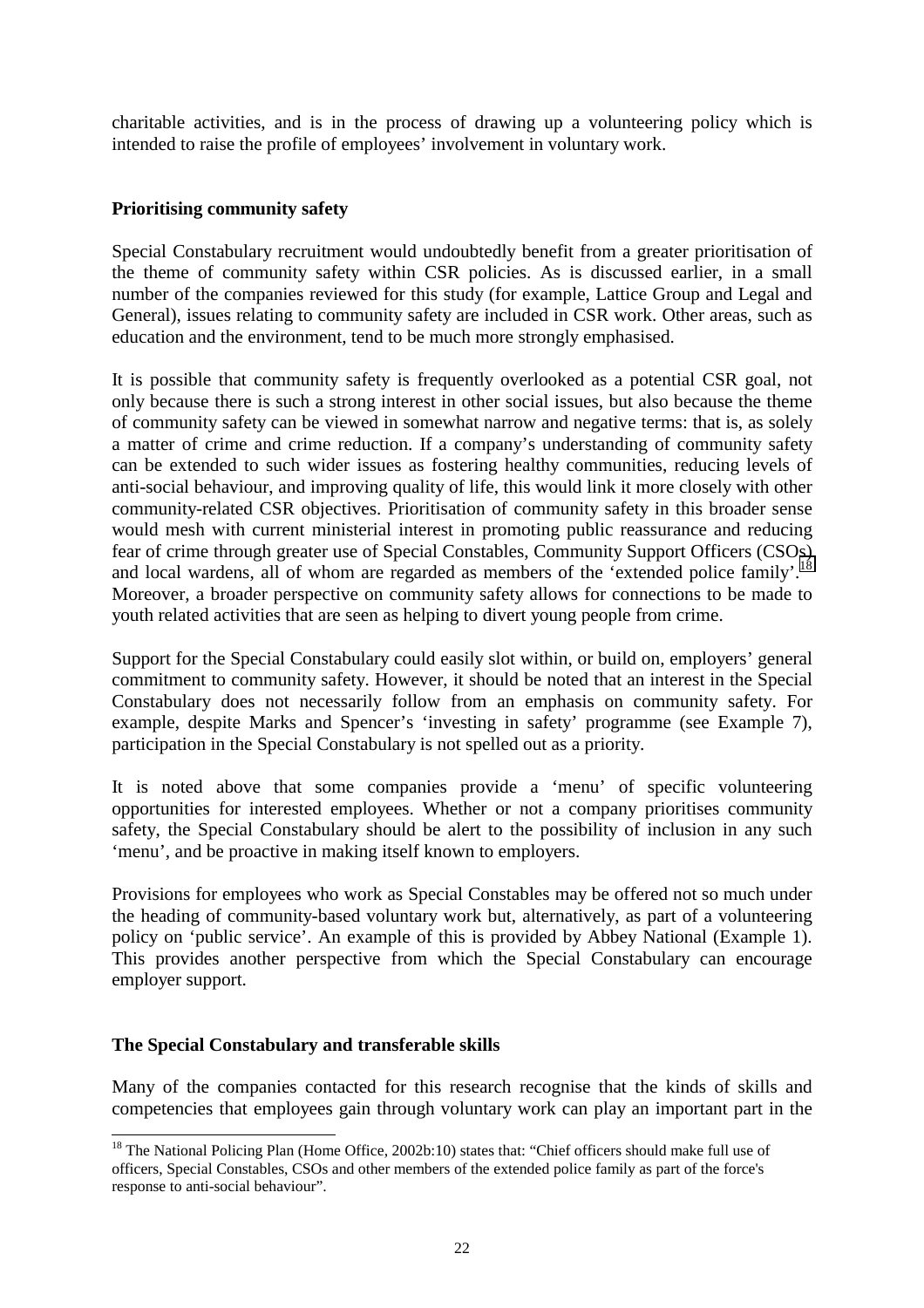charitable activities, and is in the process of drawing up a volunteering policy which is intended to raise the profile of employees' involvement in voluntary work.

**Prioritising community safety**

Special Constabulary recruitment would undoubtedly benefit from a greater prioritisation of the theme of community safety within CSR policies. As is discussed earlier, in a small number of the companies reviewed for this study (for example, Lattice Group and Legal and General), issues relating to community safety are included in CSR work. Other areas, such as education and the environment, tend to be much more strongly emphasised.

It is possible that community safety is frequently overlooked as a potential CSR goal, not only because there is such a strong interest in other social issues, but also because the theme of community safety can be viewed in somewhat narrow and negative terms: that is, as solely a matter of crime and crime reduction. If a company's understanding of community safety can be extended to such wider issues as fostering healthy communities, reducing levels of anti-social behaviour, and improving quality of life, this would link it more closely with other community-related CSR objectives. Prioritisation of community safety in this broader sense would mesh with current ministerial interest in promoting public reassurance and reducing fear of crime through greater use of Special Constables, Community Support Officers (CSOs) and local wardens, all of whom are regarded as members of the 'extended police family'.[18] Moreover, a broader perspective on community safety allows for connections to be made to youth related activities that are seen as helping to divert young people from crime.

Support for the Special Constabulary could easily slot within, or build on, employers' general commitment to community safety. However, it should be noted that an interest in the Special Constabulary does not necessarily follow from an emphasis on community safety. For example, despite Marks and Spencer's 'investing in safety' programme (see Example 7), participation in the Special Constabulary is not spelled out as a priority.

It is noted above that some companies provide a 'menu' of specific volunteering opportunities for interested employees. Whether or not a company prioritises community safety, the Special Constabulary should be alert to the possibility of inclusion in any such 'menu', and be proactive in making itself known to employers.

Provisions for employees who work as Special Constables may be offered not so much under the heading of community-based voluntary work but, alternatively, as part of a volunteering policy on 'public service'. An example of this is provided by Abbey National (Example 1). This provides another perspective from which the Special Constabulary can encourage employer support.

**The Special Constabulary and transferable skills**

Many of the companies contacted for this research recognise that the kinds of skills and competencies that employees gain through voluntary work can play an important part in the

[18] The National Policing Plan (Home Office, 2002b:10) states that: "Chief officers should make full use of officers, Special Constables, CSOs and other members of the extended police family as part of the force's response to anti-social behaviour".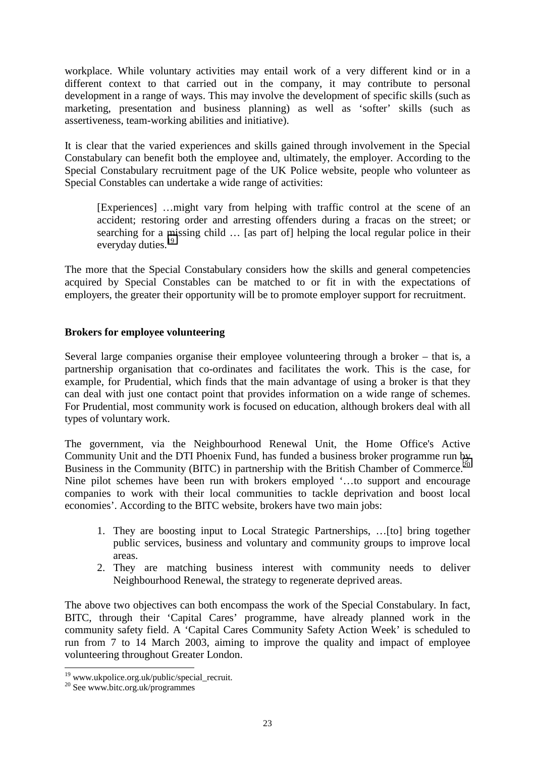workplace. While voluntary activities may entail work of a very different kind or in a different context to that carried out in the company, it may contribute to personal development in a range of ways. This may involve the development of specific skills (such as marketing, presentation and business planning) as well as 'softer' skills (such as assertiveness, team-working abilities and initiative).

It is clear that the varied experiences and skills gained through involvement in the Special Constabulary can benefit both the employee and, ultimately, the employer. According to the Special Constabulary recruitment page of the UK Police website, people who volunteer as Special Constables can undertake a wide range of activities:

> [Experiences] …might vary from helping with traffic control at the scene of an accident; restoring order and arresting offenders during a fracas on the street; or searching for a missing child … [as part of] helping the local regular police in their everyday duties.[19]

The more that the Special Constabulary considers how the skills and general competencies acquired by Special Constables can be matched to or fit in with the expectations of employers, the greater their opportunity will be to promote employer support for recruitment.

**Brokers for employee volunteering**

Several large companies organise their employee volunteering through a broker – that is, a partnership organisation that co-ordinates and facilitates the work. This is the case, for example, for Prudential, which finds that the main advantage of using a broker is that they can deal with just one contact point that provides information on a wide range of schemes. For Prudential, most community work is focused on education, although brokers deal with all types of voluntary work.

The government, via the Neighbourhood Renewal Unit, the Home Office's Active Community Unit and the DTI Phoenix Fund, has funded a business broker programme run by Business in the Community (BITC) in partnership with the British Chamber of Commerce.[20] Nine pilot schemes have been run with brokers employed '…to support and encourage companies to work with their local communities to tackle deprivation and boost local economies'. According to the BITC website, brokers have two main jobs:

1. They are boosting input to Local Strategic Partnerships, …[to] bring together public services, business and voluntary and community groups to improve local areas.
2. They are matching business interest with community needs to deliver Neighbourhood Renewal, the strategy to regenerate deprived areas.

The above two objectives can both encompass the work of the Special Constabulary. In fact, BITC, through their 'Capital Cares' programme, have already planned work in the community safety field. A 'Capital Cares Community Safety Action Week' is scheduled to run from 7 to 14 March 2003, aiming to improve the quality and impact of employee volunteering throughout Greater London.

---

[19] www.ukpolice.org.uk/public/special_recruit.

[20] See www.bitc.org.uk/programmes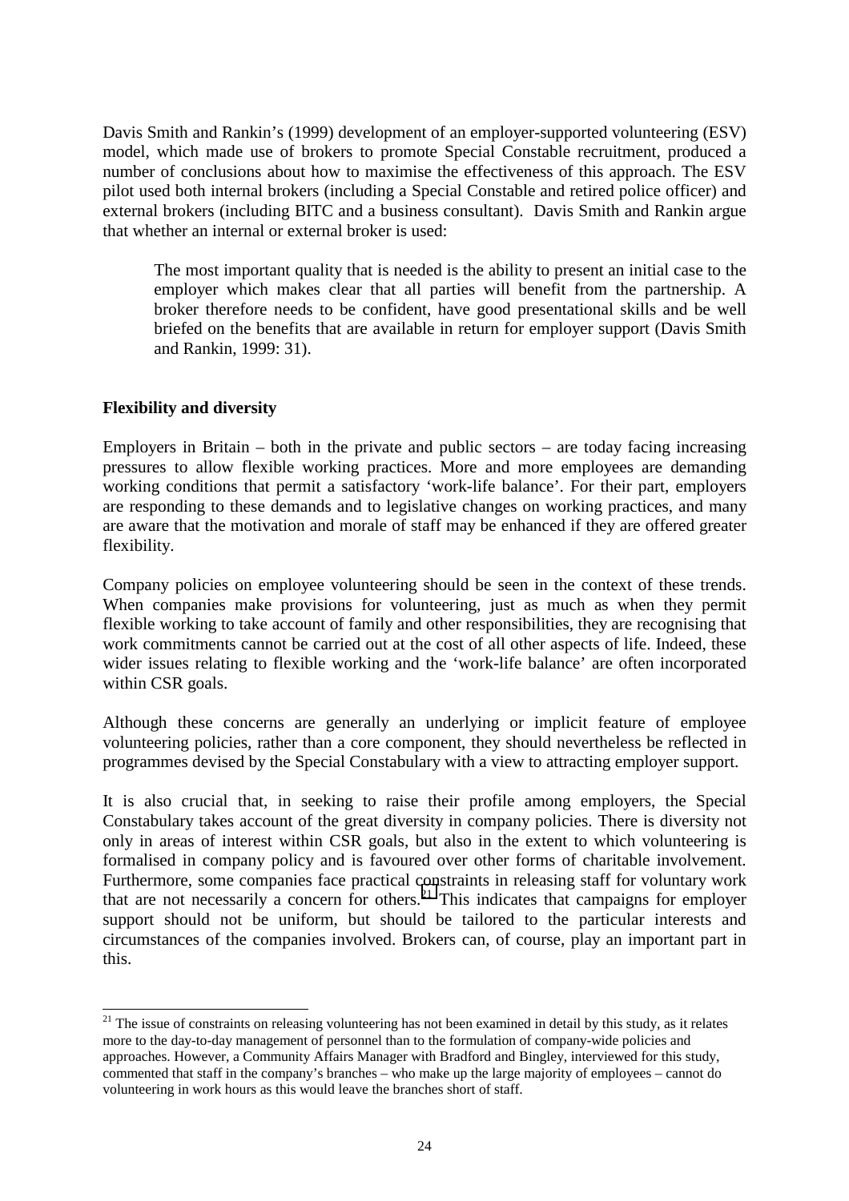Davis Smith and Rankin's (1999) development of an employer-supported volunteering (ESV) model, which made use of brokers to promote Special Constable recruitment, produced a number of conclusions about how to maximise the effectiveness of this approach. The ESV pilot used both internal brokers (including a Special Constable and retired police officer) and external brokers (including BITC and a business consultant). Davis Smith and Rankin argue that whether an internal or external broker is used:

> The most important quality that is needed is the ability to present an initial case to the employer which makes clear that all parties will benefit from the partnership. A broker therefore needs to be confident, have good presentational skills and be well briefed on the benefits that are available in return for employer support (Davis Smith and Rankin, 1999: 31).

**Flexibility and diversity**

Employers in Britain – both in the private and public sectors – are today facing increasing pressures to allow flexible working practices. More and more employees are demanding working conditions that permit a satisfactory 'work-life balance'. For their part, employers are responding to these demands and to legislative changes on working practices, and many are aware that the motivation and morale of staff may be enhanced if they are offered greater flexibility.

Company policies on employee volunteering should be seen in the context of these trends. When companies make provisions for volunteering, just as much as when they permit flexible working to take account of family and other responsibilities, they are recognising that work commitments cannot be carried out at the cost of all other aspects of life. Indeed, these wider issues relating to flexible working and the 'work-life balance' are often incorporated within CSR goals.

Although these concerns are generally an underlying or implicit feature of employee volunteering policies, rather than a core component, they should nevertheless be reflected in programmes devised by the Special Constabulary with a view to attracting employer support.

It is also crucial that, in seeking to raise their profile among employers, the Special Constabulary takes account of the great diversity in company policies. There is diversity not only in areas of interest within CSR goals, but also in the extent to which volunteering is formalised in company policy and is favoured over other forms of charitable involvement. Furthermore, some companies face practical constraints in releasing staff for voluntary work that are not necessarily a concern for others.[21] This indicates that campaigns for employer support should not be uniform, but should be tailored to the particular interests and circumstances of the companies involved. Brokers can, of course, play an important part in this.

[21] The issue of constraints on releasing volunteering has not been examined in detail by this study, as it relates more to the day-to-day management of personnel than to the formulation of company-wide policies and approaches. However, a Community Affairs Manager with Bradford and Bingley, interviewed for this study, commented that staff in the company's branches – who make up the large majority of employees – cannot do volunteering in work hours as this would leave the branches short of staff.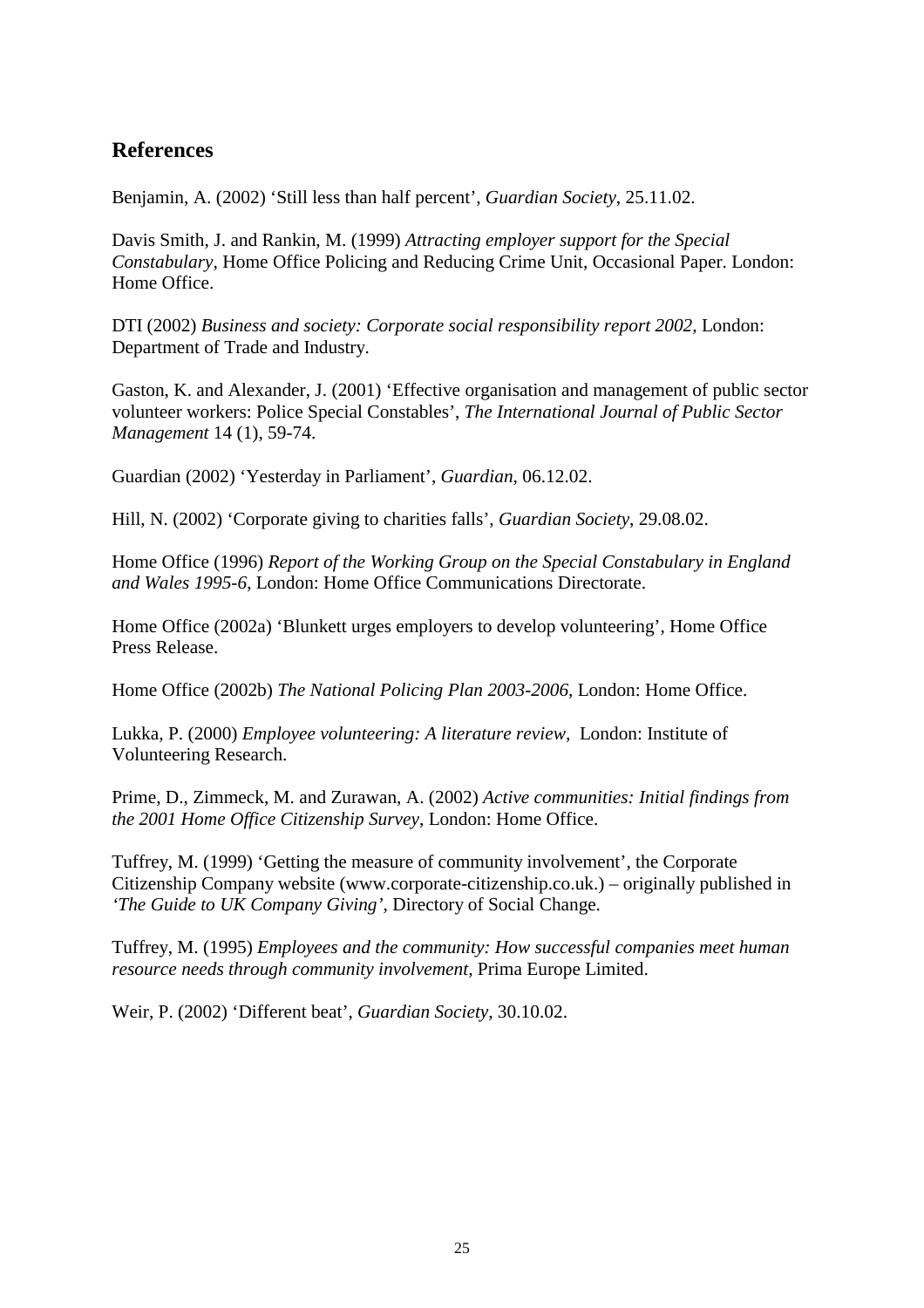## References

Benjamin, A. (2002) 'Still less than half percent', *Guardian Society*, 25.11.02.

Davis Smith, J. and Rankin, M. (1999) *Attracting employer support for the Special Constabulary,* Home Office Policing and Reducing Crime Unit, Occasional Paper. London: Home Office.

DTI (2002) *Business and society: Corporate social responsibility report 2002,* London: Department of Trade and Industry.

Gaston, K. and Alexander, J. (2001) 'Effective organisation and management of public sector volunteer workers: Police Special Constables', *The International Journal of Public Sector Management* 14 (1), 59-74.

Guardian (2002) 'Yesterday in Parliament', *Guardian,* 06.12.02.

Hill, N. (2002) 'Corporate giving to charities falls', *Guardian Society*, 29.08.02.

Home Office (1996) *Report of the Working Group on the Special Constabulary in England and Wales 1995-6*, London: Home Office Communications Directorate.

Home Office (2002a) 'Blunkett urges employers to develop volunteering', Home Office Press Release.

Home Office (2002b) *The National Policing Plan 2003-2006,* London: Home Office.

Lukka, P. (2000) *Employee volunteering: A literature review,* London: Institute of Volunteering Research.

Prime, D., Zimmeck, M. and Zurawan, A. (2002) *Active communities: Initial findings from the 2001 Home Office Citizenship Survey*, London: Home Office.

Tuffrey, M. (1999) 'Getting the measure of community involvement', the Corporate Citizenship Company website (www.corporate-citizenship.co.uk.) – originally published in *'The Guide to UK Company Giving'*, Directory of Social Change.

Tuffrey, M. (1995) *Employees and the community: How successful companies meet human resource needs through community involvement,* Prima Europe Limited.

Weir, P. (2002) 'Different beat', *Guardian Society*, 30.10.02.